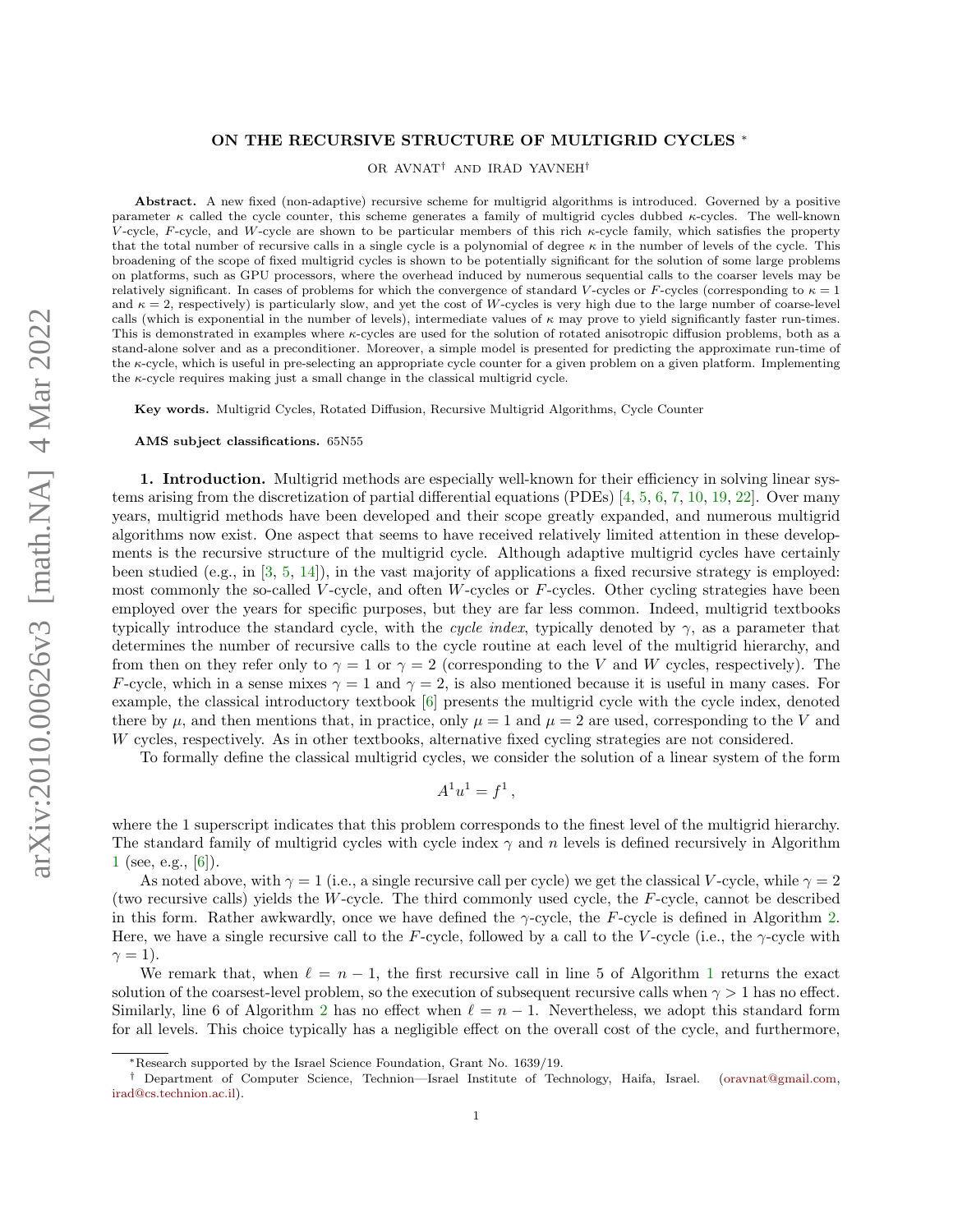# ON THE RECURSIVE STRUCTURE OF MULTIGRID CYCLES *

OR AVNAT† AND IRAD YAVNEH†

**Abstract.** A new fixed (non-adaptive) recursive scheme for multigrid algorithms is introduced. Governed by a positive parameter $\kappa$ called the cycle counter, this scheme generates a family of multigrid cycles dubbed $\kappa$-cycles. The well-known $V$-cycle, $F$-cycle, and $W$-cycle are shown to be particular members of this rich $\kappa$-cycle family, which satisfies the property that the total number of recursive calls in a single cycle is a polynomial of degree $\kappa$ in the number of levels of the cycle. This broadening of the scope of fixed multigrid cycles is shown to be potentially significant for the solution of some large problems on platforms, such as GPU processors, where the overhead induced by numerous sequential calls to the coarser levels may be relatively significant. In cases of problems for which the convergence of standard $V$-cycles or $F$-cycles (corresponding to $\kappa = 1$ and $\kappa = 2$, respectively) is particularly slow, and yet the cost of $W$-cycles is very high due to the large number of coarse-level calls (which is exponential in the number of levels), intermediate values of $\kappa$ may prove to yield significantly faster run-times. This is demonstrated in examples where $\kappa$-cycles are used for the solution of rotated anisotropic diffusion problems, both as a stand-alone solver and as a preconditioner. Moreover, a simple model is presented for predicting the approximate run-time of the $\kappa$-cycle, which is useful in pre-selecting an appropriate cycle counter for a given problem on a given platform. Implementing the $\kappa$-cycle requires making just a small change in the classical multigrid cycle.

**Key words.** Multigrid Cycles, Rotated Diffusion, Recursive Multigrid Algorithms, Cycle Counter

**AMS subject classifications.** 65N55

**1. Introduction.** Multigrid methods are especially well-known for their efficiency in solving linear systems arising from the discretization of partial differential equations (PDEs) [4, 5, 6, 7, 10, 19, 22]. Over many years, multigrid methods have been developed and their scope greatly expanded, and numerous multigrid algorithms now exist. One aspect that seems to have received relatively limited attention in these developments is the recursive structure of the multigrid cycle. Although adaptive multigrid cycles have certainly been studied (e.g., in [3, 5, 14]), in the vast majority of applications a fixed recursive strategy is employed: most commonly the so-called $V$-cycle, and often $W$-cycles or $F$-cycles. Other cycling strategies have been employed over the years for specific purposes, but they are far less common. Indeed, multigrid textbooks typically introduce the standard cycle, with the *cycle index*, typically denoted by $\gamma$, as a parameter that determines the number of recursive calls to the cycle routine at each level of the multigrid hierarchy, and from then on they refer only to $\gamma = 1$ or $\gamma = 2$ (corresponding to the $V$ and $W$ cycles, respectively). The $F$-cycle, which in a sense mixes $\gamma = 1$ and $\gamma = 2$, is also mentioned because it is useful in many cases. For example, the classical introductory textbook [6] presents the multigrid cycle with the cycle index, denoted there by $\mu$, and then mentions that, in practice, only $\mu = 1$ and $\mu = 2$ are used, corresponding to the $V$ and $W$ cycles, respectively. As in other textbooks, alternative fixed cycling strategies are not considered.

To formally define the classical multigrid cycles, we consider the solution of a linear system of the form

$$A^1 u^1 = f^1 ,$$

where the 1 superscript indicates that this problem corresponds to the finest level of the multigrid hierarchy. The standard family of multigrid cycles with cycle index $\gamma$ and $n$ levels is defined recursively in Algorithm 1 (see, e.g., [6]).

As noted above, with $\gamma = 1$ (i.e., a single recursive call per cycle) we get the classical $V$-cycle, while $\gamma = 2$ (two recursive calls) yields the $W$-cycle. The third commonly used cycle, the $F$-cycle, cannot be described in this form. Rather awkwardly, once we have defined the $\gamma$-cycle, the $F$-cycle is defined in Algorithm 2. Here, we have a single recursive call to the $F$-cycle, followed by a call to the $V$-cycle (i.e., the $\gamma$-cycle with $\gamma = 1$).

We remark that, when $\ell = n - 1$, the first recursive call in line 5 of Algorithm 1 returns the exact solution of the coarsest-level problem, so the execution of subsequent recursive calls when $\gamma > 1$ has no effect. Similarly, line 6 of Algorithm 2 has no effect when $\ell = n - 1$. Nevertheless, we adopt this standard form for all levels. This choice typically has a negligible effect on the overall cost of the cycle, and furthermore,

*Research supported by the Israel Science Foundation, Grant No. 1639/19.

† Department of Computer Science, Technion—Israel Institute of Technology, Haifa, Israel. (oravnat@gmail.com, irad@cs.technion.ac.il).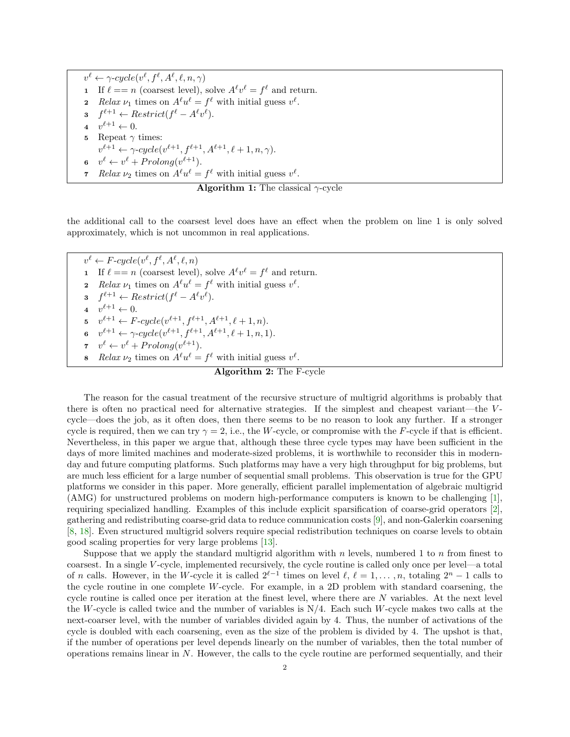$v^\ell \leftarrow \gamma\text{-}cycle(v^\ell, f^\ell, A^\ell, \ell, n, \gamma)$

1. If $\ell == n$ (coarsest level), solve $A^\ell v^\ell = f^\ell$ and return.
2. *Relax* $\nu_1$ times on $A^\ell u^\ell = f^\ell$ with initial guess $v^\ell$.
3. $f^{\ell+1} \leftarrow Restrict(f^\ell - A^\ell v^\ell)$.
4. $v^{\ell+1} \leftarrow 0$.
5. Repeat $\gamma$ times:
   $v^{\ell+1} \leftarrow \gamma\text{-}cycle(v^{\ell+1}, f^{\ell+1}, A^{\ell+1}, \ell+1, n, \gamma)$.
6. $v^\ell \leftarrow v^\ell + Prolong(v^{\ell+1})$.
7. *Relax* $\nu_2$ times on $A^\ell u^\ell = f^\ell$ with initial guess $v^\ell$.

**Algorithm 1:** The classical $\gamma$-cycle

the additional call to the coarsest level does have an effect when the problem on line 1 is only solved approximately, which is not uncommon in real applications.

$v^\ell \leftarrow F\text{-}cycle(v^\ell, f^\ell, A^\ell, \ell, n)$

1. If $\ell == n$ (coarsest level), solve $A^\ell v^\ell = f^\ell$ and return.
2. *Relax* $\nu_1$ times on $A^\ell u^\ell = f^\ell$ with initial guess $v^\ell$.
3. $f^{\ell+1} \leftarrow Restrict(f^\ell - A^\ell v^\ell)$.
4. $v^{\ell+1} \leftarrow 0$.
5. $v^{\ell+1} \leftarrow F\text{-}cycle(v^{\ell+1}, f^{\ell+1}, A^{\ell+1}, \ell+1, n)$.
6. $v^{\ell+1} \leftarrow \gamma\text{-}cycle(v^{\ell+1}, f^{\ell+1}, A^{\ell+1}, \ell+1, n, 1)$.
7. $v^\ell \leftarrow v^\ell + Prolong(v^{\ell+1})$.
8. *Relax* $\nu_2$ times on $A^\ell u^\ell = f^\ell$ with initial guess $v^\ell$.

**Algorithm 2:** The F-cycle

The reason for the casual treatment of the recursive structure of multigrid algorithms is probably that there is often no practical need for alternative strategies. If the simplest and cheapest variant—the $V$-cycle—does the job, as it often does, then there seems to be no reason to look any further. If a stronger cycle is required, then we can try $\gamma = 2$, i.e., the $W$-cycle, or compromise with the $F$-cycle if that is efficient. Nevertheless, in this paper we argue that, although these three cycle types may have been sufficient in the days of more limited machines and moderate-sized problems, it is worthwhile to reconsider this in modern-day and future computing platforms. Such platforms may have a very high throughput for big problems, but are much less efficient for a large number of sequential small problems. This observation is true for the GPU platforms we consider in this paper. More generally, efficient parallel implementation of algebraic multigrid (AMG) for unstructured problems on modern high-performance computers is known to be challenging [1], requiring specialized handling. Examples of this include explicit sparsification of coarse-grid operators [2], gathering and redistributing coarse-grid data to reduce communication costs [9], and non-Galerkin coarsening [8, 18]. Even structured multigrid solvers require special redistribution techniques on coarse levels to obtain good scaling properties for very large problems [13].

Suppose that we apply the standard multigrid algorithm with $n$ levels, numbered 1 to $n$ from finest to coarsest. In a single $V$-cycle, implemented recursively, the cycle routine is called only once per level—a total of $n$ calls. However, in the $W$-cycle it is called $2^{\ell-1}$ times on level $\ell$, $\ell = 1, \ldots, n$, totaling $2^n - 1$ calls to the cycle routine in one complete $W$-cycle. For example, in a 2D problem with standard coarsening, the cycle routine is called once per iteration at the finest level, where there are $N$ variables. At the next level the $W$-cycle is called twice and the number of variables is N/4. Each such $W$-cycle makes two calls at the next-coarser level, with the number of variables divided again by 4. Thus, the number of activations of the cycle is doubled with each coarsening, even as the size of the problem is divided by 4. The upshot is that, if the number of operations per level depends linearly on the number of variables, then the total number of operations remains linear in $N$. However, the calls to the cycle routine are performed sequentially, and their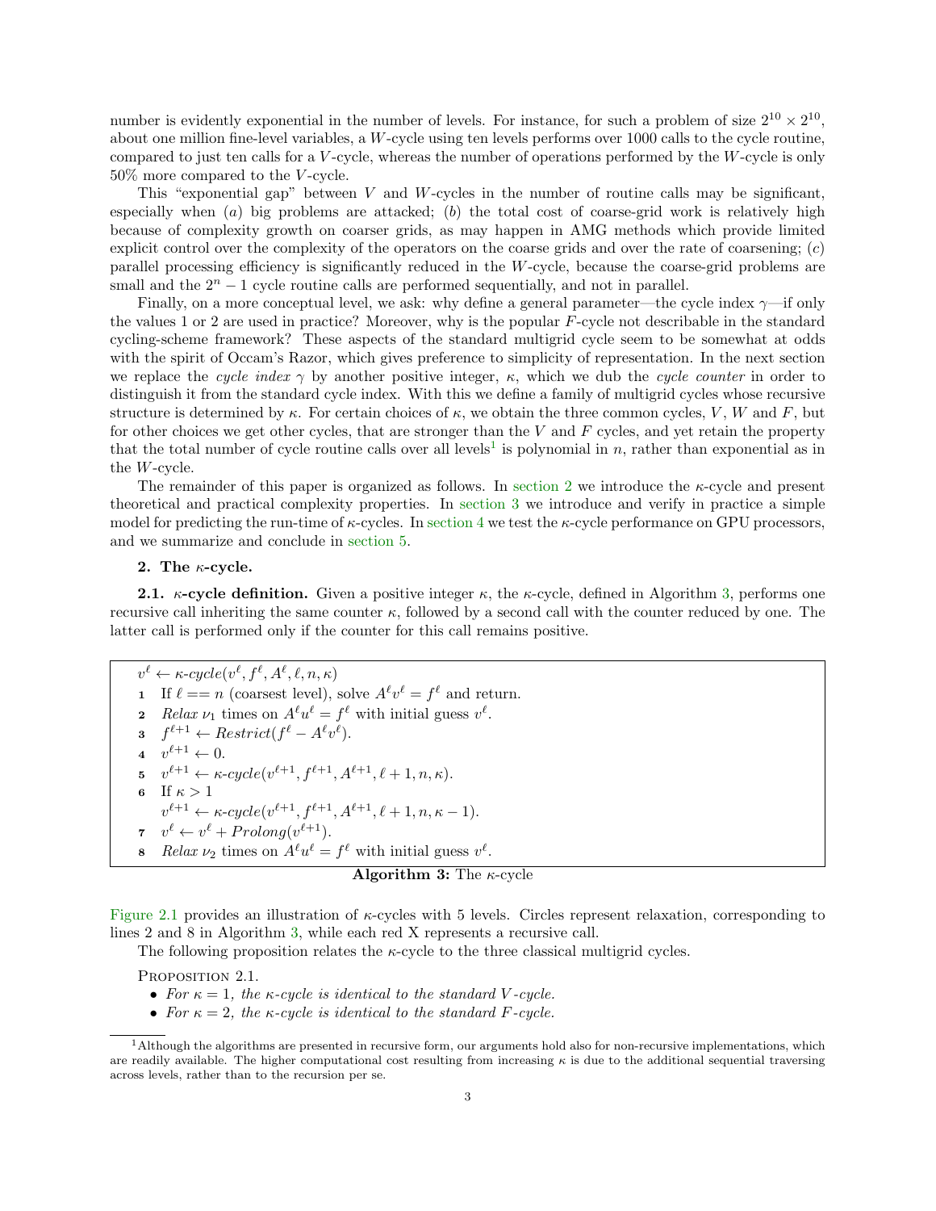number is evidently exponential in the number of levels. For instance, for such a problem of size $2^{10} \times 2^{10}$, about one million fine-level variables, a $W$-cycle using ten levels performs over 1000 calls to the cycle routine, compared to just ten calls for a $V$-cycle, whereas the number of operations performed by the $W$-cycle is only 50% more compared to the $V$-cycle.

This "exponential gap" between $V$ and $W$-cycles in the number of routine calls may be significant, especially when $(a)$ big problems are attacked; $(b)$ the total cost of coarse-grid work is relatively high because of complexity growth on coarser grids, as may happen in AMG methods which provide limited explicit control over the complexity of the operators on the coarse grids and over the rate of coarsening; $(c)$ parallel processing efficiency is significantly reduced in the $W$-cycle, because the coarse-grid problems are small and the $2^n - 1$ cycle routine calls are performed sequentially, and not in parallel.

Finally, on a more conceptual level, we ask: why define a general parameter—the cycle index $\gamma$—if only the values 1 or 2 are used in practice? Moreover, why is the popular $F$-cycle not describable in the standard cycling-scheme framework? These aspects of the standard multigrid cycle seem to be somewhat at odds with the spirit of Occam's Razor, which gives preference to simplicity of representation. In the next section we replace the *cycle index* $\gamma$ by another positive integer, $\kappa$, which we dub the *cycle counter* in order to distinguish it from the standard cycle index. With this we define a family of multigrid cycles whose recursive structure is determined by $\kappa$. For certain choices of $\kappa$, we obtain the three common cycles, $V$, $W$ and $F$, but for other choices we get other cycles, that are stronger than the $V$ and $F$ cycles, and yet retain the property that the total number of cycle routine calls over all levels[1] is polynomial in $n$, rather than exponential as in the $W$-cycle.

The remainder of this paper is organized as follows. In section 2 we introduce the $\kappa$-cycle and present theoretical and practical complexity properties. In section 3 we introduce and verify in practice a simple model for predicting the run-time of $\kappa$-cycles. In section 4 we test the $\kappa$-cycle performance on GPU processors, and we summarize and conclude in section 5.

## 2. The $\kappa$-cycle.

**2.1. $\kappa$-cycle definition.** Given a positive integer $\kappa$, the $\kappa$-cycle, defined in Algorithm 3, performs one recursive call inheriting the same counter $\kappa$, followed by a second call with the counter reduced by one. The latter call is performed only if the counter for this call remains positive.

$v^\ell \leftarrow \kappa\text{-}cycle(v^\ell, f^\ell, A^\ell, \ell, n, \kappa)$

1. If $\ell == n$ (coarsest level), solve $A^\ell v^\ell = f^\ell$ and return.
2. *Relax* $\nu_1$ times on $A^\ell u^\ell = f^\ell$ with initial guess $v^\ell$.
3. $f^{\ell+1} \leftarrow Restrict(f^\ell - A^\ell v^\ell)$.
4. $v^{\ell+1} \leftarrow 0$.
5. $v^{\ell+1} \leftarrow \kappa\text{-}cycle(v^{\ell+1}, f^{\ell+1}, A^{\ell+1}, \ell+1, n, \kappa)$.
6. If $\kappa > 1$
   $v^{\ell+1} \leftarrow \kappa\text{-}cycle(v^{\ell+1}, f^{\ell+1}, A^{\ell+1}, \ell+1, n, \kappa - 1)$.
7. $v^\ell \leftarrow v^\ell + Prolong(v^{\ell+1})$.
8. *Relax* $\nu_2$ times on $A^\ell u^\ell = f^\ell$ with initial guess $v^\ell$.

**Algorithm 3:** The $\kappa$-cycle

Figure 2.1 provides an illustration of $\kappa$-cycles with 5 levels. Circles represent relaxation, corresponding to lines 2 and 8 in Algorithm 3, while each red X represents a recursive call.

The following proposition relates the $\kappa$-cycle to the three classical multigrid cycles.

PROPOSITION 2.1.

- *For $\kappa = 1$, the $\kappa$-cycle is identical to the standard $V$-cycle.*
- *For $\kappa = 2$, the $\kappa$-cycle is identical to the standard $F$-cycle.*

[1] Although the algorithms are presented in recursive form, our arguments hold also for non-recursive implementations, which are readily available. The higher computational cost resulting from increasing $\kappa$ is due to the additional sequential traversing across levels, rather than to the recursion per se.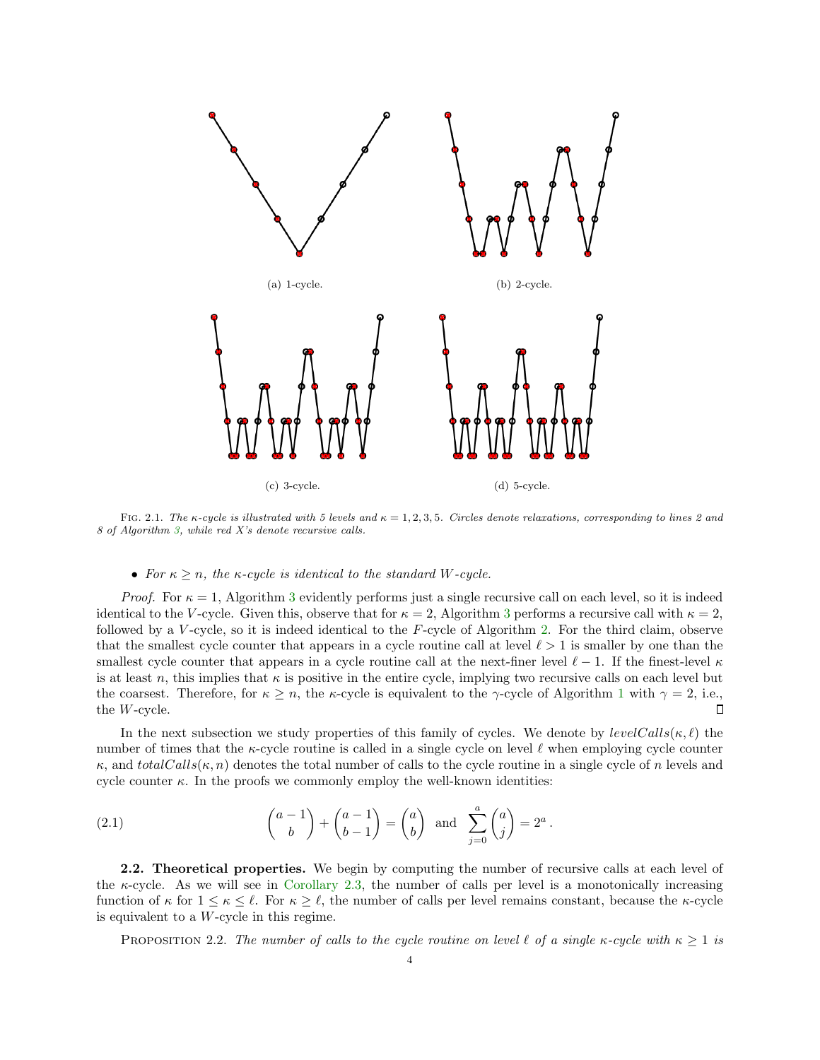(a) 1-cycle.

(b) 2-cycle.

(c) 3-cycle.

(d) 5-cycle.

FIG. 2.1. *The $\kappa$-cycle is illustrated with 5 levels and $\kappa = 1, 2, 3, 5$. Circles denote relaxations, corresponding to lines 2 and 8 of Algorithm 3, while red X's denote recursive calls.*

- *For $\kappa \geq n$, the $\kappa$-cycle is identical to the standard $W$-cycle.*

*Proof.* For $\kappa = 1$, Algorithm 3 evidently performs just a single recursive call on each level, so it is indeed identical to the $V$-cycle. Given this, observe that for $\kappa = 2$, Algorithm 3 performs a recursive call with $\kappa = 2$, followed by a $V$-cycle, so it is indeed identical to the $F$-cycle of Algorithm 2. For the third claim, observe that the smallest cycle counter that appears in a cycle routine call at level $\ell > 1$ is smaller by one than the smallest cycle counter that appears in a cycle routine call at the next-finer level $\ell - 1$. If the finest-level $\kappa$ is at least $n$, this implies that $\kappa$ is positive in the entire cycle, implying two recursive calls on each level but the coarsest. Therefore, for $\kappa \geq n$, the $\kappa$-cycle is equivalent to the $\gamma$-cycle of Algorithm 1 with $\gamma = 2$, i.e., the $W$-cycle. ◻

In the next subsection we study properties of this family of cycles. We denote by $levelCalls(\kappa, \ell)$ the number of times that the $\kappa$-cycle routine is called in a single cycle on level $\ell$ when employing cycle counter $\kappa$, and $totalCalls(\kappa, n)$ denotes the total number of calls to the cycle routine in a single cycle of $n$ levels and cycle counter $\kappa$. In the proofs we commonly employ the well-known identities:

$$\binom{a-1}{b} + \binom{a-1}{b-1} = \binom{a}{b} \quad \text{and} \quad \sum_{j=0}^{a} \binom{a}{j} = 2^a \,. \tag{2.1}$$

**2.2. Theoretical properties.** We begin by computing the number of recursive calls at each level of the $\kappa$-cycle. As we will see in Corollary 2.3, the number of calls per level is a monotonically increasing function of $\kappa$ for $1 \leq \kappa \leq \ell$. For $\kappa \geq \ell$, the number of calls per level remains constant, because the $\kappa$-cycle is equivalent to a $W$-cycle in this regime.

PROPOSITION 2.2. *The number of calls to the cycle routine on level $\ell$ of a single $\kappa$-cycle with $\kappa \geq 1$ is*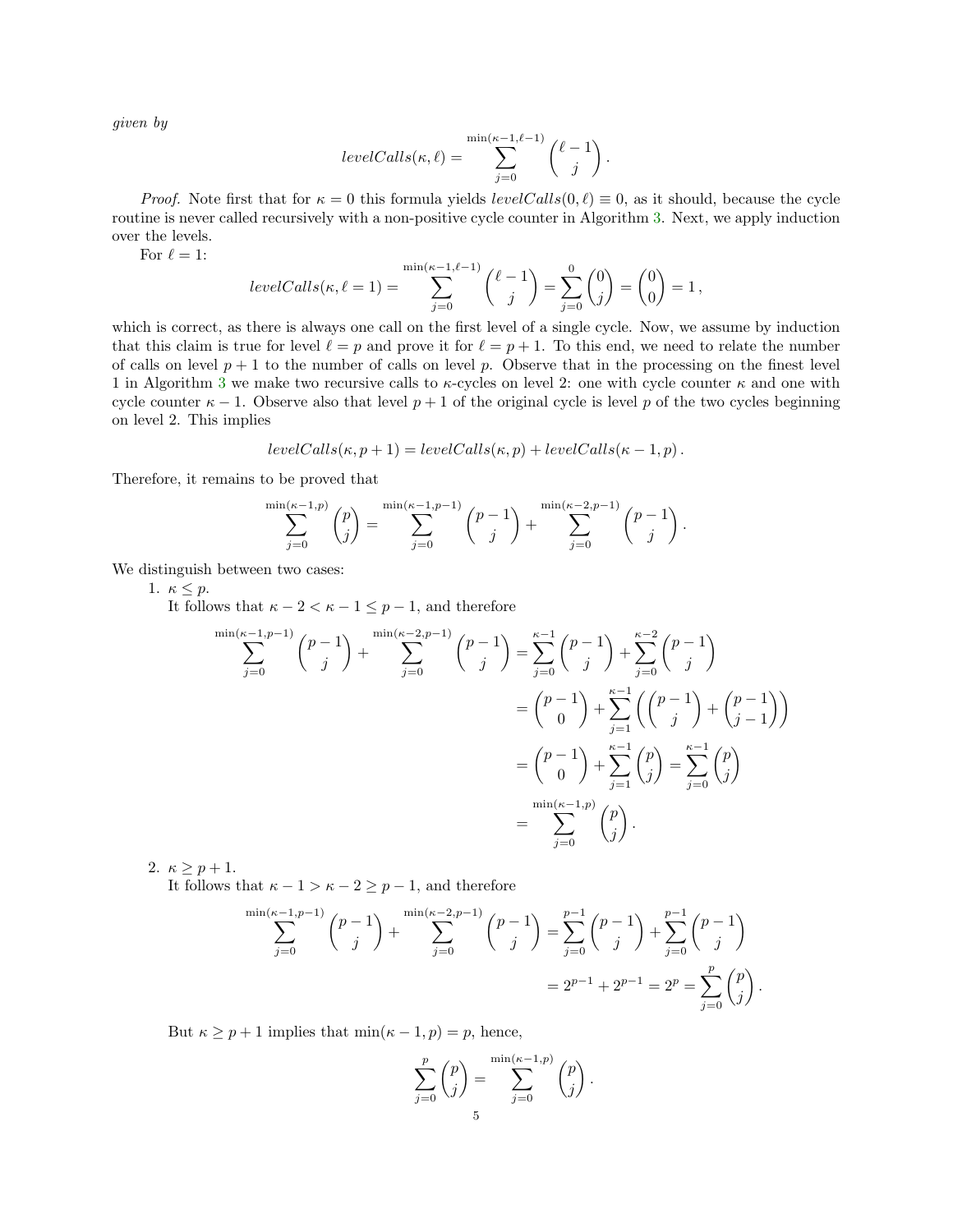*given by*

$$levelCalls(\kappa, \ell) = \sum_{j=0}^{\min(\kappa-1,\ell-1)} \binom{\ell-1}{j}.$$

*Proof.* Note first that for $\kappa = 0$ this formula yields $levelCalls(0, \ell) \equiv 0$, as it should, because the cycle routine is never called recursively with a non-positive cycle counter in Algorithm 3. Next, we apply induction over the levels.

For $\ell = 1$:

$$levelCalls(\kappa, \ell = 1) = \sum_{j=0}^{\min(\kappa-1,\ell-1)} \binom{\ell-1}{j} = \sum_{j=0}^{0} \binom{0}{j} = \binom{0}{0} = 1\,,$$

which is correct, as there is always one call on the first level of a single cycle. Now, we assume by induction that this claim is true for level $\ell = p$ and prove it for $\ell = p+1$. To this end, we need to relate the number of calls on level $p+1$ to the number of calls on level $p$. Observe that in the processing on the finest level 1 in Algorithm 3 we make two recursive calls to $\kappa$-cycles on level 2: one with cycle counter $\kappa$ and one with cycle counter $\kappa - 1$. Observe also that level $p+1$ of the original cycle is level $p$ of the two cycles beginning on level 2. This implies

$$levelCalls(\kappa, p+1) = levelCalls(\kappa, p) + levelCalls(\kappa - 1, p)\,.$$

Therefore, it remains to be proved that

$$\sum_{j=0}^{\min(\kappa-1,p)} \binom{p}{j} = \sum_{j=0}^{\min(\kappa-1,p-1)} \binom{p-1}{j} + \sum_{j=0}^{\min(\kappa-2,p-1)} \binom{p-1}{j}.$$

We distinguish between two cases:

1. $\kappa \le p$.
   It follows that $\kappa - 2 < \kappa - 1 \le p - 1$, and therefore

$$\begin{aligned}
\sum_{j=0}^{\min(\kappa-1,p-1)} \binom{p-1}{j} + \sum_{j=0}^{\min(\kappa-2,p-1)} \binom{p-1}{j} &= \sum_{j=0}^{\kappa-1} \binom{p-1}{j} + \sum_{j=0}^{\kappa-2} \binom{p-1}{j} \\
&= \binom{p-1}{0} + \sum_{j=1}^{\kappa-1} \left( \binom{p-1}{j} + \binom{p-1}{j-1} \right) \\
&= \binom{p-1}{0} + \sum_{j=1}^{\kappa-1} \binom{p}{j} = \sum_{j=0}^{\kappa-1} \binom{p}{j} \\
&= \sum_{j=0}^{\min(\kappa-1,p)} \binom{p}{j}.
\end{aligned}$$

2. $\kappa \ge p+1$.
   It follows that $\kappa - 1 > \kappa - 2 \ge p - 1$, and therefore

$$\begin{aligned}
\sum_{j=0}^{\min(\kappa-1,p-1)} \binom{p-1}{j} + \sum_{j=0}^{\min(\kappa-2,p-1)} \binom{p-1}{j} &= \sum_{j=0}^{p-1} \binom{p-1}{j} + \sum_{j=0}^{p-1} \binom{p-1}{j} \\
&= 2^{p-1} + 2^{p-1} = 2^p = \sum_{j=0}^{p} \binom{p}{j}.
\end{aligned}$$

   But $\kappa \ge p+1$ implies that $\min(\kappa - 1, p) = p$, hence,

$$\sum_{j=0}^{p} \binom{p}{j} = \sum_{j=0}^{\min(\kappa-1,p)} \binom{p}{j}.$$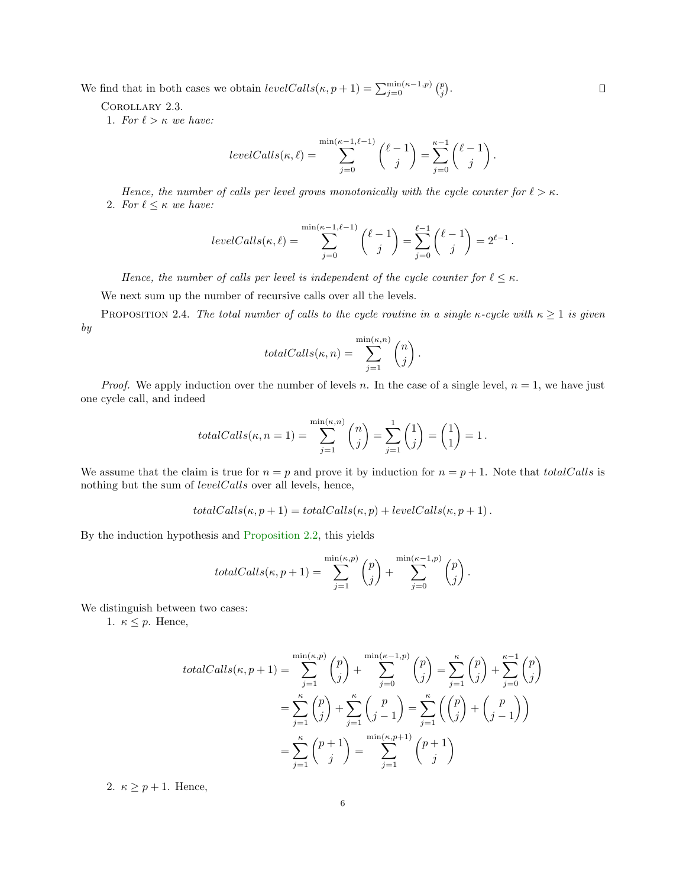We find that in both cases we obtain $levelCalls(\kappa, p+1) = \sum_{j=0}^{\min(\kappa-1,p)} \binom{p}{j}$. ∎

COROLLARY 2.3.

1. *For $\ell > \kappa$ we have:*

$$levelCalls(\kappa, \ell) = \sum_{j=0}^{\min(\kappa-1,\ell-1)} \binom{\ell-1}{j} = \sum_{j=0}^{\kappa-1} \binom{\ell-1}{j}.$$

*Hence, the number of calls per level grows monotonically with the cycle counter for $\ell > \kappa$.*

2. *For $\ell \le \kappa$ we have:*

$$levelCalls(\kappa, \ell) = \sum_{j=0}^{\min(\kappa-1,\ell-1)} \binom{\ell-1}{j} = \sum_{j=0}^{\ell-1} \binom{\ell-1}{j} = 2^{\ell-1}.$$

*Hence, the number of calls per level is independent of the cycle counter for $\ell \le \kappa$.*

We next sum up the number of recursive calls over all the levels.

PROPOSITION 2.4. *The total number of calls to the cycle routine in a single $\kappa$-cycle with $\kappa \ge 1$ is given by*

$$totalCalls(\kappa, n) = \sum_{j=1}^{\min(\kappa,n)} \binom{n}{j}.$$

*Proof.* We apply induction over the number of levels $n$. In the case of a single level, $n = 1$, we have just one cycle call, and indeed

$$totalCalls(\kappa, n=1) = \sum_{j=1}^{\min(\kappa,n)} \binom{n}{j} = \sum_{j=1}^{1} \binom{1}{j} = \binom{1}{1} = 1.$$

We assume that the claim is true for $n = p$ and prove it by induction for $n = p+1$. Note that *totalCalls* is nothing but the sum of *levelCalls* over all levels, hence,

$$totalCalls(\kappa, p+1) = totalCalls(\kappa, p) + levelCalls(\kappa, p+1).$$

By the induction hypothesis and Proposition 2.2, this yields

$$totalCalls(\kappa, p+1) = \sum_{j=1}^{\min(\kappa,p)} \binom{p}{j} + \sum_{j=0}^{\min(\kappa-1,p)} \binom{p}{j}.$$

We distinguish between two cases:

1. $\kappa \le p$. Hence,

$$\begin{aligned}
totalCalls(\kappa, p+1) &= \sum_{j=1}^{\min(\kappa,p)} \binom{p}{j} + \sum_{j=0}^{\min(\kappa-1,p)} \binom{p}{j} = \sum_{j=1}^{\kappa} \binom{p}{j} + \sum_{j=0}^{\kappa-1} \binom{p}{j} \\
&= \sum_{j=1}^{\kappa} \binom{p}{j} + \sum_{j=1}^{\kappa} \binom{p}{j-1} = \sum_{j=1}^{\kappa} \left( \binom{p}{j} + \binom{p}{j-1} \right) \\
&= \sum_{j=1}^{\kappa} \binom{p+1}{j} = \sum_{j=1}^{\min(\kappa,p+1)} \binom{p+1}{j}
\end{aligned}$$

2. $\kappa \ge p+1$. Hence,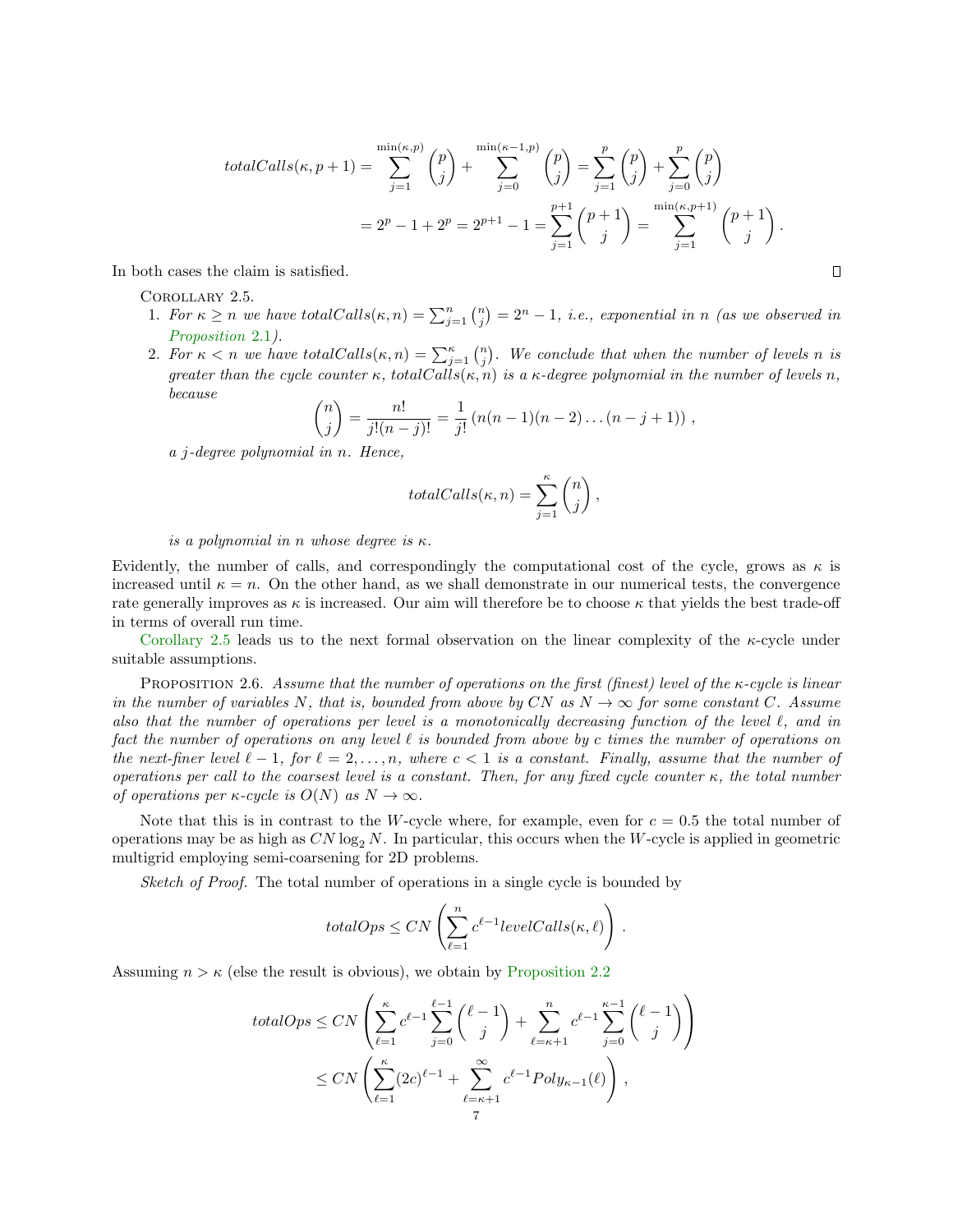$$
\begin{aligned}
totalCalls(\kappa, p+1) &= \sum_{j=1}^{\min(\kappa,p)} \binom{p}{j} + \sum_{j=0}^{\min(\kappa-1,p)} \binom{p}{j} = \sum_{j=1}^{p} \binom{p}{j} + \sum_{j=0}^{p} \binom{p}{j} \\
&= 2^p - 1 + 2^p = 2^{p+1} - 1 = \sum_{j=1}^{p+1} \binom{p+1}{j} = \sum_{j=1}^{\min(\kappa,p+1)} \binom{p+1}{j}.
\end{aligned}
$$

In both cases the claim is satisfied. ∎

Corollary 2.5.

1. *For $\kappa \geq n$ we have $totalCalls(\kappa, n) = \sum_{j=1}^{n} \binom{n}{j} = 2^n - 1$, i.e., exponential in $n$ (as we observed in Proposition 2.1).*
2. *For $\kappa < n$ we have $totalCalls(\kappa, n) = \sum_{j=1}^{\kappa} \binom{n}{j}$. We conclude that when the number of levels $n$ is greater than the cycle counter $\kappa$, $totalCalls(\kappa, n)$ is a $\kappa$-degree polynomial in the number of levels $n$, because*

$$
\binom{n}{j} = \frac{n!}{j!(n-j)!} = \frac{1}{j!}\left(n(n-1)(n-2)\ldots(n-j+1)\right),
$$

*a $j$-degree polynomial in $n$. Hence,*

$$
totalCalls(\kappa, n) = \sum_{j=1}^{\kappa} \binom{n}{j},
$$

*is a polynomial in $n$ whose degree is $\kappa$.*

Evidently, the number of calls, and correspondingly the computational cost of the cycle, grows as $\kappa$ is increased until $\kappa = n$. On the other hand, as we shall demonstrate in our numerical tests, the convergence rate generally improves as $\kappa$ is increased. Our aim will therefore be to choose $\kappa$ that yields the best trade-off in terms of overall run time.

Corollary 2.5 leads us to the next formal observation on the linear complexity of the $\kappa$-cycle under suitable assumptions.

Proposition 2.6. *Assume that the number of operations on the first (finest) level of the $\kappa$-cycle is linear in the number of variables $N$, that is, bounded from above by $CN$ as $N \to \infty$ for some constant $C$. Assume also that the number of operations per level is a monotonically decreasing function of the level $\ell$, and in fact the number of operations on any level $\ell$ is bounded from above by $c$ times the number of operations on the next-finer level $\ell - 1$, for $\ell = 2, \ldots, n$, where $c < 1$ is a constant. Finally, assume that the number of operations per call to the coarsest level is a constant. Then, for any fixed cycle counter $\kappa$, the total number of operations per $\kappa$-cycle is $O(N)$ as $N \to \infty$.*

Note that this is in contrast to the $W$-cycle where, for example, even for $c = 0.5$ the total number of operations may be as high as $CN \log_2 N$. In particular, this occurs when the $W$-cycle is applied in geometric multigrid employing semi-coarsening for 2D problems.

*Sketch of Proof.* The total number of operations in a single cycle is bounded by

$$
totalOps \leq CN \left( \sum_{\ell=1}^{n} c^{\ell-1} levelCalls(\kappa, \ell) \right).
$$

Assuming $n > \kappa$ (else the result is obvious), we obtain by Proposition 2.2

$$
\begin{aligned}
totalOps &\leq CN \left( \sum_{\ell=1}^{\kappa} c^{\ell-1} \sum_{j=0}^{\ell-1} \binom{\ell-1}{j} + \sum_{\ell=\kappa+1}^{n} c^{\ell-1} \sum_{j=0}^{\kappa-1} \binom{\ell-1}{j} \right) \\
&\leq CN \left( \sum_{\ell=1}^{\kappa} (2c)^{\ell-1} + \sum_{\ell=\kappa+1}^{\infty} c^{\ell-1} Poly_{\kappa-1}(\ell) \right),
\end{aligned}
$$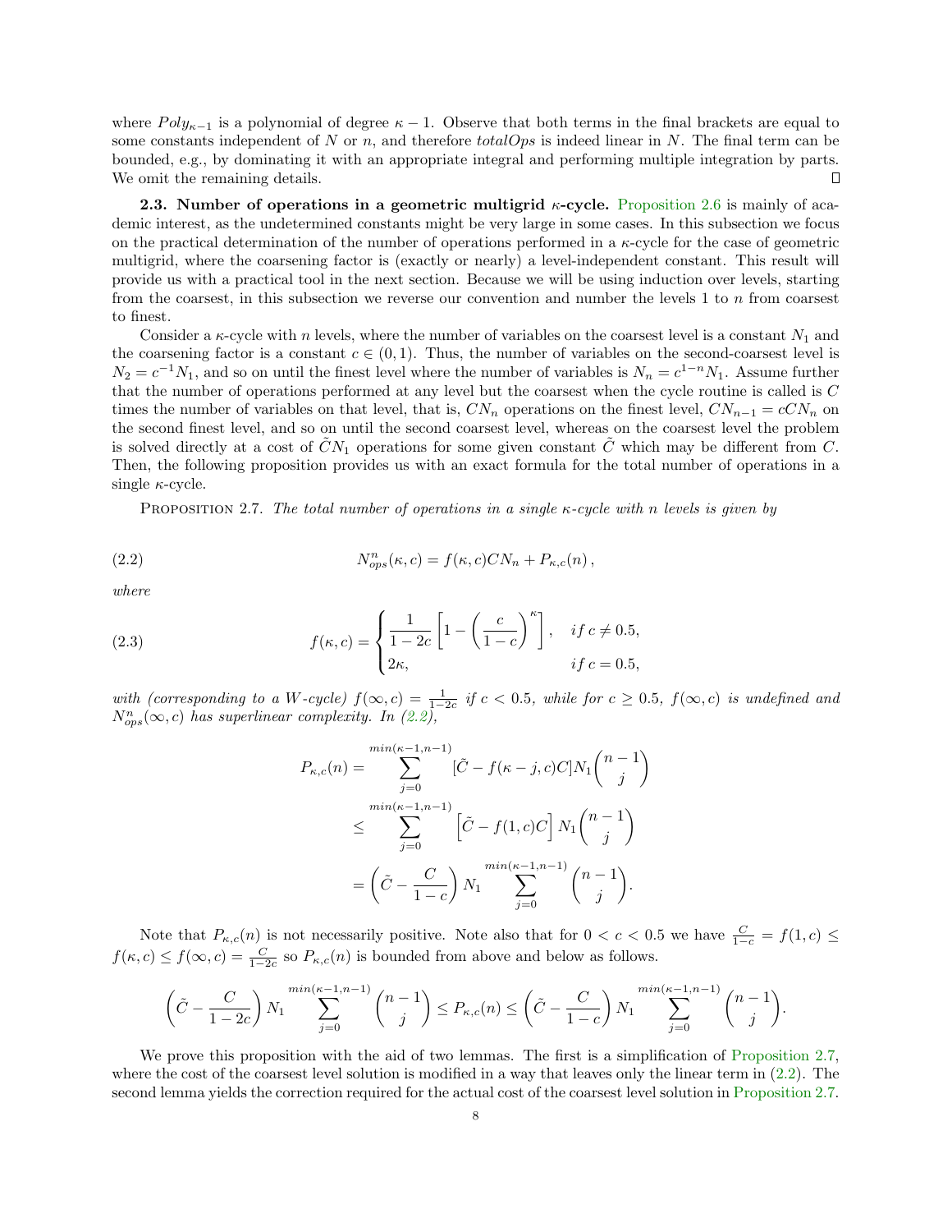where $Poly_{\kappa-1}$ is a polynomial of degree $\kappa - 1$. Observe that both terms in the final brackets are equal to some constants independent of $N$ or $n$, and therefore *totalOps* is indeed linear in $N$. The final term can be bounded, e.g., by dominating it with an appropriate integral and performing multiple integration by parts. We omit the remaining details. ∎

**2.3. Number of operations in a geometric multigrid $\kappa$-cycle.** Proposition 2.6 is mainly of academic interest, as the undetermined constants might be very large in some cases. In this subsection we focus on the practical determination of the number of operations performed in a $\kappa$-cycle for the case of geometric multigrid, where the coarsening factor is (exactly or nearly) a level-independent constant. This result will provide us with a practical tool in the next section. Because we will be using induction over levels, starting from the coarsest, in this subsection we reverse our convention and number the levels 1 to $n$ from coarsest to finest.

Consider a $\kappa$-cycle with $n$ levels, where the number of variables on the coarsest level is a constant $N_1$ and the coarsening factor is a constant $c \in (0, 1)$. Thus, the number of variables on the second-coarsest level is $N_2 = c^{-1}N_1$, and so on until the finest level where the number of variables is $N_n = c^{1-n}N_1$. Assume further that the number of operations performed at any level but the coarsest when the cycle routine is called is $C$ times the number of variables on that level, that is, $CN_n$ operations on the finest level, $CN_{n-1} = cCN_n$ on the second finest level, and so on until the second coarsest level, whereas on the coarsest level the problem is solved directly at a cost of $\tilde{C}N_1$ operations for some given constant $\tilde{C}$ which may be different from $C$. Then, the following proposition provides us with an exact formula for the total number of operations in a single $\kappa$-cycle.

PROPOSITION 2.7. *The total number of operations in a single $\kappa$-cycle with n levels is given by*

$$N^n_{ops}(\kappa, c) = f(\kappa, c)CN_n + P_{\kappa,c}(n)\,, \tag{2.2}$$

*where*

$$f(\kappa, c) = \begin{cases} \dfrac{1}{1-2c}\left[1 - \left(\dfrac{c}{1-c}\right)^{\kappa}\right], & if\, c \neq 0.5, \\ 2\kappa, & if\, c = 0.5, \end{cases} \tag{2.3}$$

*with (corresponding to a W-cycle) $f(\infty, c) = \frac{1}{1-2c}$ if $c < 0.5$, while for $c \geq 0.5$, $f(\infty, c)$ is undefined and $N^n_{ops}(\infty, c)$ has superlinear complexity. In (2.2),*

$$\begin{aligned} P_{\kappa,c}(n) &= \sum_{j=0}^{min(\kappa-1,n-1)} [\tilde{C} - f(\kappa - j, c)C]N_1\binom{n-1}{j} \\ &\leq \sum_{j=0}^{min(\kappa-1,n-1)} \left[\tilde{C} - f(1, c)C\right] N_1\binom{n-1}{j} \\ &= \left(\tilde{C} - \frac{C}{1-c}\right) N_1 \sum_{j=0}^{min(\kappa-1,n-1)} \binom{n-1}{j}. \end{aligned}$$

Note that $P_{\kappa,c}(n)$ is not necessarily positive. Note also that for $0 < c < 0.5$ we have $\frac{C}{1-c} = f(1, c) \leq f(\kappa, c) \leq f(\infty, c) = \frac{C}{1-2c}$ so $P_{\kappa,c}(n)$ is bounded from above and below as follows.

$$\left(\tilde{C} - \frac{C}{1-2c}\right) N_1 \sum_{j=0}^{min(\kappa-1,n-1)} \binom{n-1}{j} \leq P_{\kappa,c}(n) \leq \left(\tilde{C} - \frac{C}{1-c}\right) N_1 \sum_{j=0}^{min(\kappa-1,n-1)} \binom{n-1}{j}.$$

We prove this proposition with the aid of two lemmas. The first is a simplification of Proposition 2.7, where the cost of the coarsest level solution is modified in a way that leaves only the linear term in (2.2). The second lemma yields the correction required for the actual cost of the coarsest level solution in Proposition 2.7.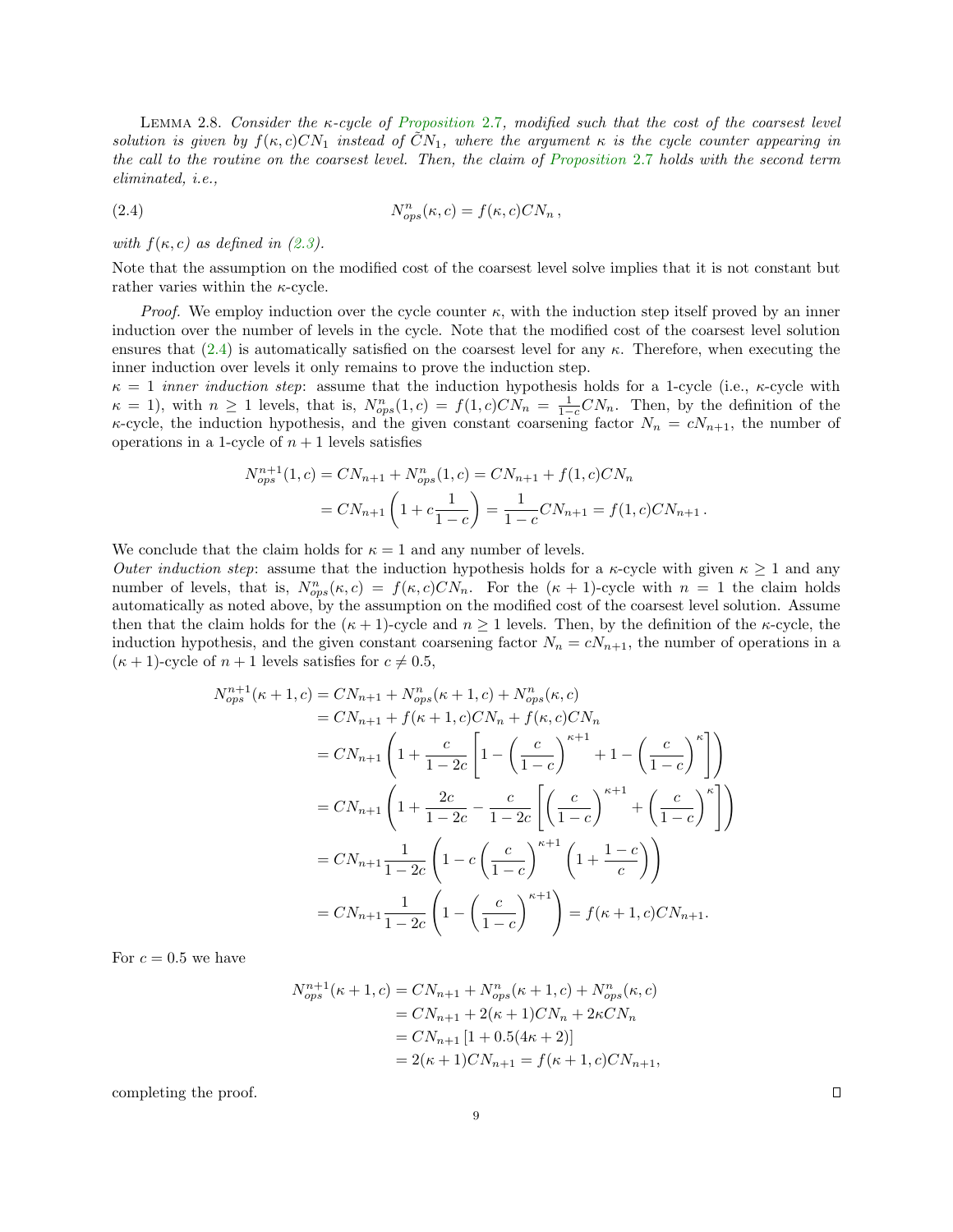Lemma 2.8. *Consider the $\kappa$-cycle of Proposition 2.7, modified such that the cost of the coarsest level solution is given by $f(\kappa, c)CN_1$ instead of $\tilde{C}N_1$, where the argument $\kappa$ is the cycle counter appearing in the call to the routine on the coarsest level. Then, the claim of Proposition 2.7 holds with the second term eliminated, i.e.,*

$$N_{ops}^{n}(\kappa, c) = f(\kappa, c)CN_n\,, \tag{2.4}$$

*with $f(\kappa, c)$ as defined in (2.3).*

Note that the assumption on the modified cost of the coarsest level solve implies that it is not constant but rather varies within the $\kappa$-cycle.

*Proof.* We employ induction over the cycle counter $\kappa$, with the induction step itself proved by an inner induction over the number of levels in the cycle. Note that the modified cost of the coarsest level solution ensures that (2.4) is automatically satisfied on the coarsest level for any $\kappa$. Therefore, when executing the inner induction over levels it only remains to prove the induction step.

$\kappa = 1$ *inner induction step*: assume that the induction hypothesis holds for a 1-cycle (i.e., $\kappa$-cycle with $\kappa = 1$), with $n \geq 1$ levels, that is, $N_{ops}^{n}(1, c) = f(1, c)CN_n = \frac{1}{1-c}CN_n$. Then, by the definition of the $\kappa$-cycle, the induction hypothesis, and the given constant coarsening factor $N_n = cN_{n+1}$, the number of operations in a 1-cycle of $n+1$ levels satisfies

$$\begin{aligned}
N_{ops}^{n+1}(1, c) &= CN_{n+1} + N_{ops}^{n}(1, c) = CN_{n+1} + f(1, c)CN_n \\
&= CN_{n+1}\left(1 + c\frac{1}{1-c}\right) = \frac{1}{1-c}CN_{n+1} = f(1, c)CN_{n+1}\,.
\end{aligned}$$

We conclude that the claim holds for $\kappa = 1$ and any number of levels.

*Outer induction step*: assume that the induction hypothesis holds for a $\kappa$-cycle with given $\kappa \geq 1$ and any number of levels, that is, $N_{ops}^{n}(\kappa, c) = f(\kappa, c)CN_n$. For the $(\kappa + 1)$-cycle with $n = 1$ the claim holds automatically as noted above, by the assumption on the modified cost of the coarsest level solution. Assume then that the claim holds for the $(\kappa + 1)$-cycle and $n \geq 1$ levels. Then, by the definition of the $\kappa$-cycle, the induction hypothesis, and the given constant coarsening factor $N_n = cN_{n+1}$, the number of operations in a $(\kappa + 1)$-cycle of $n+1$ levels satisfies for $c \neq 0.5$,

$$\begin{aligned}
N_{ops}^{n+1}(\kappa + 1, c) &= CN_{n+1} + N_{ops}^{n}(\kappa + 1, c) + N_{ops}^{n}(\kappa, c) \\
&= CN_{n+1} + f(\kappa + 1, c)CN_n + f(\kappa, c)CN_n \\
&= CN_{n+1}\left(1 + \frac{c}{1-2c}\left[1 - \left(\frac{c}{1-c}\right)^{\kappa+1} + 1 - \left(\frac{c}{1-c}\right)^{\kappa}\right]\right) \\
&= CN_{n+1}\left(1 + \frac{2c}{1-2c} - \frac{c}{1-2c}\left[\left(\frac{c}{1-c}\right)^{\kappa+1} + \left(\frac{c}{1-c}\right)^{\kappa}\right]\right) \\
&= CN_{n+1}\frac{1}{1-2c}\left(1 - c\left(\frac{c}{1-c}\right)^{\kappa+1}\left(1 + \frac{1-c}{c}\right)\right) \\
&= CN_{n+1}\frac{1}{1-2c}\left(1 - \left(\frac{c}{1-c}\right)^{\kappa+1}\right) = f(\kappa + 1, c)CN_{n+1}.
\end{aligned}$$

For $c = 0.5$ we have

$$\begin{aligned}
N_{ops}^{n+1}(\kappa + 1, c) &= CN_{n+1} + N_{ops}^{n}(\kappa + 1, c) + N_{ops}^{n}(\kappa, c) \\
&= CN_{n+1} + 2(\kappa + 1)CN_n + 2\kappa CN_n \\
&= CN_{n+1}\left[1 + 0.5(4\kappa + 2)\right] \\
&= 2(\kappa + 1)CN_{n+1} = f(\kappa + 1, c)CN_{n+1},
\end{aligned}$$

completing the proof. ∎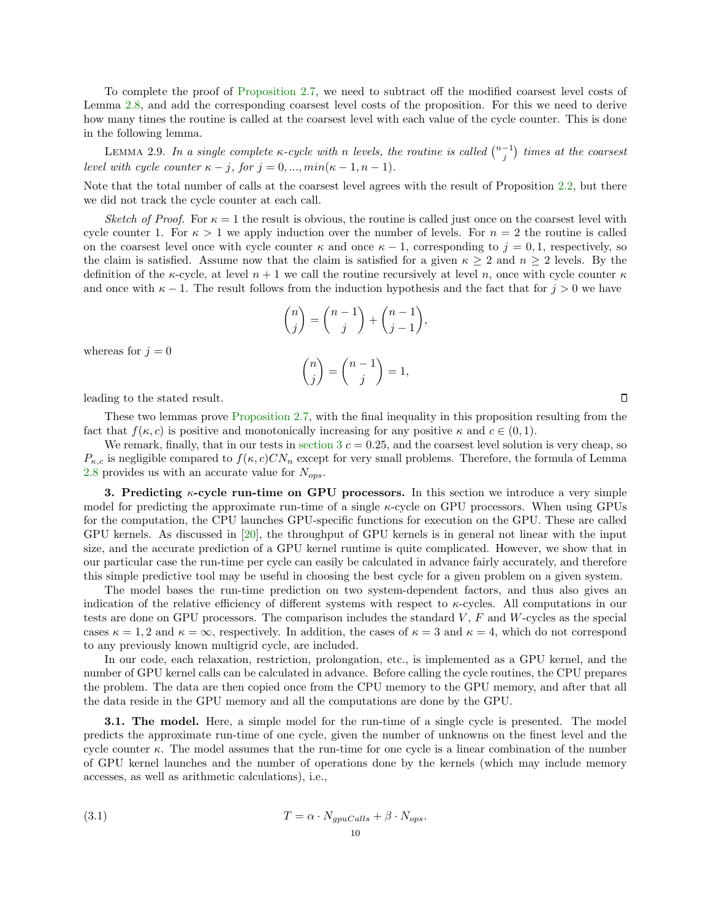To complete the proof of Proposition 2.7, we need to subtract off the modified coarsest level costs of Lemma 2.8, and add the corresponding coarsest level costs of the proposition. For this we need to derive how many times the routine is called at the coarsest level with each value of the cycle counter. This is done in the following lemma.

Lemma 2.9. *In a single complete $\kappa$-cycle with $n$ levels, the routine is called $\binom{n-1}{j}$ times at the coarsest level with cycle counter $\kappa - j$, for $j = 0, ..., min(\kappa - 1, n - 1)$.*

Note that the total number of calls at the coarsest level agrees with the result of Proposition 2.2, but there we did not track the cycle counter at each call.

*Sketch of Proof.* For $\kappa = 1$ the result is obvious, the routine is called just once on the coarsest level with cycle counter 1. For $\kappa > 1$ we apply induction over the number of levels. For $n = 2$ the routine is called on the coarsest level once with cycle counter $\kappa$ and once $\kappa - 1$, corresponding to $j = 0, 1$, respectively, so the claim is satisfied. Assume now that the claim is satisfied for a given $\kappa \geq 2$ and $n \geq 2$ levels. By the definition of the $\kappa$-cycle, at level $n + 1$ we call the routine recursively at level $n$, once with cycle counter $\kappa$ and once with $\kappa - 1$. The result follows from the induction hypothesis and the fact that for $j > 0$ we have

$$\binom{n}{j} = \binom{n-1}{j} + \binom{n-1}{j-1},$$

whereas for $j = 0$

$$\binom{n}{j} = \binom{n-1}{j} = 1,$$

leading to the stated result. ∎

These two lemmas prove Proposition 2.7, with the final inequality in this proposition resulting from the fact that $f(\kappa, c)$ is positive and monotonically increasing for any positive $\kappa$ and $c \in (0, 1)$.

We remark, finally, that in our tests in section 3 $c = 0.25$, and the coarsest level solution is very cheap, so $P_{\kappa,c}$ is negligible compared to $f(\kappa, c)CN_n$ except for very small problems. Therefore, the formula of Lemma 2.8 provides us with an accurate value for $N_{ops}$.

**3. Predicting $\kappa$-cycle run-time on GPU processors.** In this section we introduce a very simple model for predicting the approximate run-time of a single $\kappa$-cycle on GPU processors. When using GPUs for the computation, the CPU launches GPU-specific functions for execution on the GPU. These are called GPU kernels. As discussed in [20], the throughput of GPU kernels is in general not linear with the input size, and the accurate prediction of a GPU kernel runtime is quite complicated. However, we show that in our particular case the run-time per cycle can easily be calculated in advance fairly accurately, and therefore this simple predictive tool may be useful in choosing the best cycle for a given problem on a given system.

The model bases the run-time prediction on two system-dependent factors, and thus also gives an indication of the relative efficiency of different systems with respect to $\kappa$-cycles. All computations in our tests are done on GPU processors. The comparison includes the standard $V$, $F$ and $W$-cycles as the special cases $\kappa = 1, 2$ and $\kappa = \infty$, respectively. In addition, the cases of $\kappa = 3$ and $\kappa = 4$, which do not correspond to any previously known multigrid cycle, are included.

In our code, each relaxation, restriction, prolongation, etc., is implemented as a GPU kernel, and the number of GPU kernel calls can be calculated in advance. Before calling the cycle routines, the CPU prepares the problem. The data are then copied once from the CPU memory to the GPU memory, and after that all the data reside in the GPU memory and all the computations are done by the GPU.

**3.1. The model.** Here, a simple model for the run-time of a single cycle is presented. The model predicts the approximate run-time of one cycle, given the number of unknowns on the finest level and the cycle counter $\kappa$. The model assumes that the run-time for one cycle is a linear combination of the number of GPU kernel launches and the number of operations done by the kernels (which may include memory accesses, as well as arithmetic calculations), i.e.,

$$T = \alpha \cdot N_{gpuCalls} + \beta \cdot N_{ops}. \tag{3.1}$$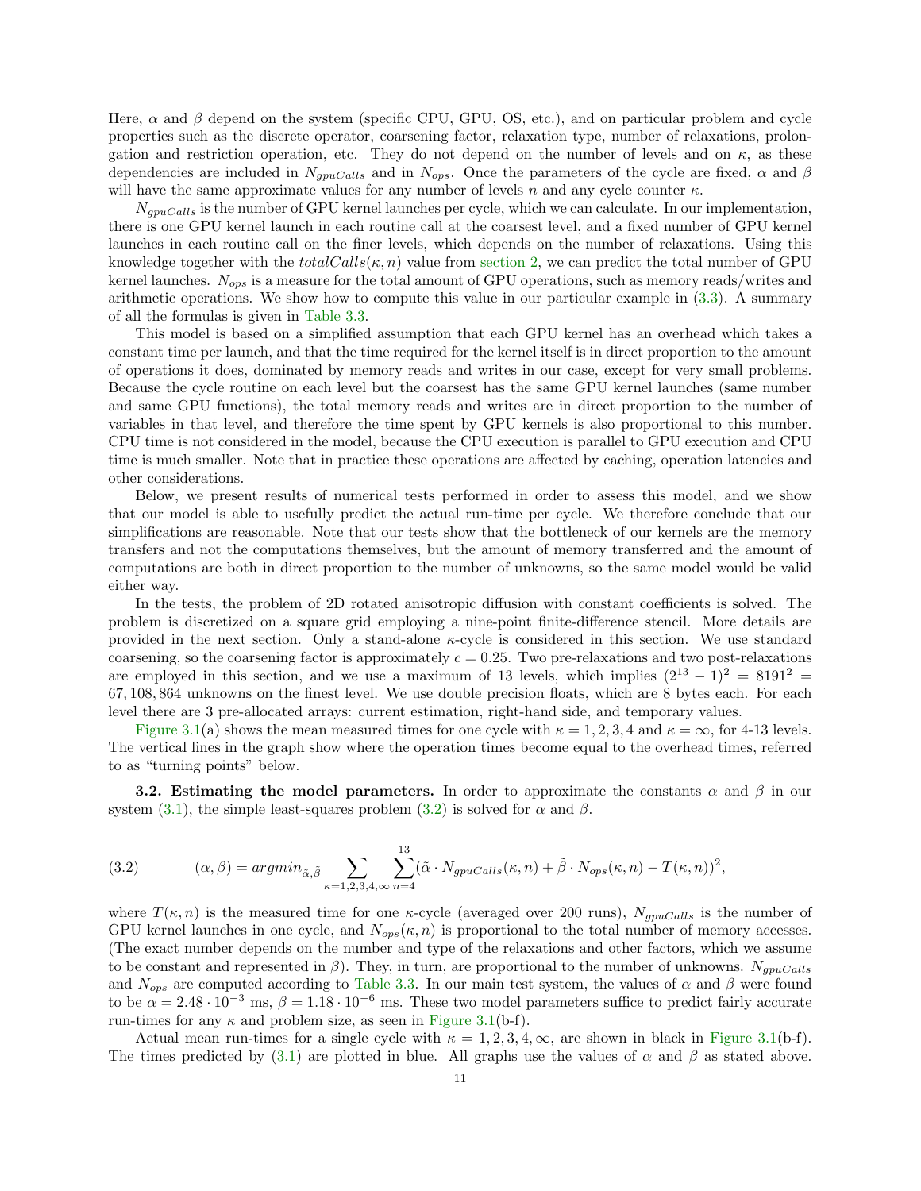Here, $\alpha$ and $\beta$ depend on the system (specific CPU, GPU, OS, etc.), and on particular problem and cycle properties such as the discrete operator, coarsening factor, relaxation type, number of relaxations, prolongation and restriction operation, etc. They do not depend on the number of levels and on $\kappa$, as these dependencies are included in $N_{gpuCalls}$ and in $N_{ops}$. Once the parameters of the cycle are fixed, $\alpha$ and $\beta$ will have the same approximate values for any number of levels $n$ and any cycle counter $\kappa$.

$N_{gpuCalls}$ is the number of GPU kernel launches per cycle, which we can calculate. In our implementation, there is one GPU kernel launch in each routine call at the coarsest level, and a fixed number of GPU kernel launches in each routine call on the finer levels, which depends on the number of relaxations. Using this knowledge together with the $totalCalls(\kappa, n)$ value from section 2, we can predict the total number of GPU kernel launches. $N_{ops}$ is a measure for the total amount of GPU operations, such as memory reads/writes and arithmetic operations. We show how to compute this value in our particular example in (3.3). A summary of all the formulas is given in Table 3.3.

This model is based on a simplified assumption that each GPU kernel has an overhead which takes a constant time per launch, and that the time required for the kernel itself is in direct proportion to the amount of operations it does, dominated by memory reads and writes in our case, except for very small problems. Because the cycle routine on each level but the coarsest has the same GPU kernel launches (same number and same GPU functions), the total memory reads and writes are in direct proportion to the number of variables in that level, and therefore the time spent by GPU kernels is also proportional to this number. CPU time is not considered in the model, because the CPU execution is parallel to GPU execution and CPU time is much smaller. Note that in practice these operations are affected by caching, operation latencies and other considerations.

Below, we present results of numerical tests performed in order to assess this model, and we show that our model is able to usefully predict the actual run-time per cycle. We therefore conclude that our simplifications are reasonable. Note that our tests show that the bottleneck of our kernels are the memory transfers and not the computations themselves, but the amount of memory transferred and the amount of computations are both in direct proportion to the number of unknowns, so the same model would be valid either way.

In the tests, the problem of 2D rotated anisotropic diffusion with constant coefficients is solved. The problem is discretized on a square grid employing a nine-point finite-difference stencil. More details are provided in the next section. Only a stand-alone $\kappa$-cycle is considered in this section. We use standard coarsening, so the coarsening factor is approximately $c = 0.25$. Two pre-relaxations and two post-relaxations are employed in this section, and we use a maximum of 13 levels, which implies $(2^{13} - 1)^2 = 8191^2 = 67,108,864$ unknowns on the finest level. We use double precision floats, which are 8 bytes each. For each level there are 3 pre-allocated arrays: current estimation, right-hand side, and temporary values.

Figure 3.1(a) shows the mean measured times for one cycle with $\kappa = 1, 2, 3, 4$ and $\kappa = \infty$, for 4-13 levels. The vertical lines in the graph show where the operation times become equal to the overhead times, referred to as "turning points" below.

**3.2. Estimating the model parameters.** In order to approximate the constants $\alpha$ and $\beta$ in our system (3.1), the simple least-squares problem (3.2) is solved for $\alpha$ and $\beta$.

$$(\alpha, \beta) = argmin_{\tilde{\alpha}, \tilde{\beta}} \sum_{\kappa=1,2,3,4,\infty} \sum_{n=4}^{13} (\tilde{\alpha} \cdot N_{gpuCalls}(\kappa, n) + \tilde{\beta} \cdot N_{ops}(\kappa, n) - T(\kappa, n))^2, \tag{3.2}$$

where $T(\kappa, n)$ is the measured time for one $\kappa$-cycle (averaged over 200 runs), $N_{gpuCalls}$ is the number of GPU kernel launches in one cycle, and $N_{ops}(\kappa, n)$ is proportional to the total number of memory accesses. (The exact number depends on the number and type of the relaxations and other factors, which we assume to be constant and represented in $\beta$). They, in turn, are proportional to the number of unknowns. $N_{gpuCalls}$ and $N_{ops}$ are computed according to Table 3.3. In our main test system, the values of $\alpha$ and $\beta$ were found to be $\alpha = 2.48 \cdot 10^{-3}$ ms, $\beta = 1.18 \cdot 10^{-6}$ ms. These two model parameters suffice to predict fairly accurate run-times for any $\kappa$ and problem size, as seen in Figure 3.1(b-f).

Actual mean run-times for a single cycle with $\kappa = 1, 2, 3, 4, \infty$, are shown in black in Figure 3.1(b-f). The times predicted by (3.1) are plotted in blue. All graphs use the values of $\alpha$ and $\beta$ as stated above.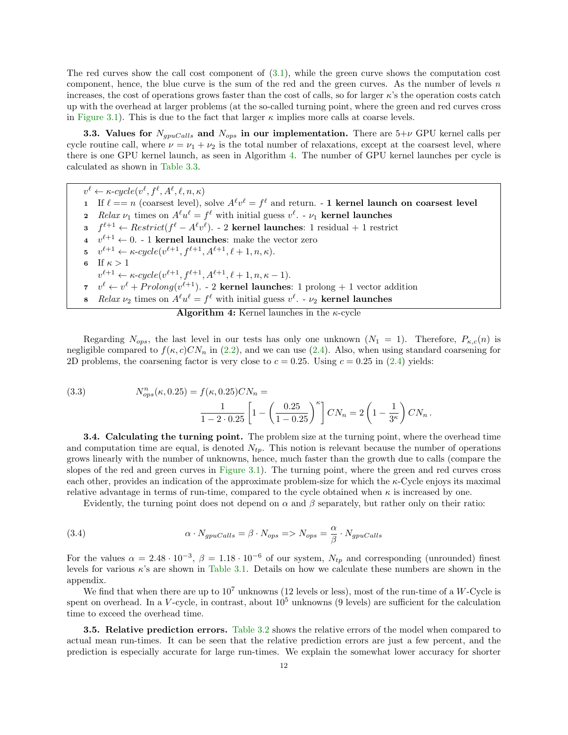The red curves show the call cost component of (3.1), while the green curve shows the computation cost component, hence, the blue curve is the sum of the red and the green curves. As the number of levels $n$ increases, the cost of operations grows faster than the cost of calls, so for larger $\kappa$'s the operation costs catch up with the overhead at larger problems (at the so-called turning point, where the green and red curves cross in Figure 3.1). This is due to the fact that larger $\kappa$ implies more calls at coarse levels.

**3.3. Values for $N_{gpuCalls}$ and $N_{ops}$ in our implementation.** There are 5+$\nu$ GPU kernel calls per cycle routine call, where $\nu = \nu_1 + \nu_2$ is the total number of relaxations, except at the coarsest level, where there is one GPU kernel launch, as seen in Algorithm 4. The number of GPU kernel launches per cycle is calculated as shown in Table 3.3.

$v^\ell \leftarrow \kappa\text{-}cycle(v^\ell, f^\ell, A^\ell, \ell, n, \kappa)$

1. If $\ell == n$ (coarsest level), solve $A^\ell v^\ell = f^\ell$ and return. - **1 kernel launch on coarsest level**
2. *Relax* $\nu_1$ times on $A^\ell u^\ell = f^\ell$ with initial guess $v^\ell$. - $\nu_1$ **kernel launches**
3. $f^{\ell+1} \leftarrow Restrict(f^\ell - A^\ell v^\ell)$. - 2 **kernel launches**: 1 residual + 1 restrict
4. $v^{\ell+1} \leftarrow 0$. - 1 **kernel launches**: make the vector zero
5. $v^{\ell+1} \leftarrow \kappa\text{-}cycle(v^{\ell+1}, f^{\ell+1}, A^{\ell+1}, \ell+1, n, \kappa)$.
6. If $\kappa > 1$
   $v^{\ell+1} \leftarrow \kappa\text{-}cycle(v^{\ell+1}, f^{\ell+1}, A^{\ell+1}, \ell+1, n, \kappa-1)$.
7. $v^\ell \leftarrow v^\ell + Prolong(v^{\ell+1})$. - 2 **kernel launches**: 1 prolong + 1 vector addition
8. *Relax* $\nu_2$ times on $A^\ell u^\ell = f^\ell$ with initial guess $v^\ell$. - $\nu_2$ **kernel launches**

**Algorithm 4:** Kernel launches in the $\kappa$-cycle

Regarding $N_{ops}$, the last level in our tests has only one unknown ($N_1 = 1$). Therefore, $P_{\kappa,c}(n)$ is negligible compared to $f(\kappa, c)CN_n$ in (2.2), and we can use (2.4). Also, when using standard coarsening for 2D problems, the coarsening factor is very close to $c = 0.25$. Using $c = 0.25$ in (2.4) yields:

$$N_{ops}^n(\kappa, 0.25) = f(\kappa, 0.25)CN_n = \frac{1}{1 - 2 \cdot 0.25}\left[1 - \left(\frac{0.25}{1-0.25}\right)^\kappa\right] CN_n = 2\left(1 - \frac{1}{3^\kappa}\right) CN_n \,. \tag{3.3}$$

**3.4. Calculating the turning point.** The problem size at the turning point, where the overhead time and computation time are equal, is denoted $N_{tp}$. This notion is relevant because the number of operations grows linearly with the number of unknowns, hence, much faster than the growth due to calls (compare the slopes of the red and green curves in Figure 3.1). The turning point, where the green and red curves cross each other, provides an indication of the approximate problem-size for which the $\kappa$-Cycle enjoys its maximal relative advantage in terms of run-time, compared to the cycle obtained when $\kappa$ is increased by one.

Evidently, the turning point does not depend on $\alpha$ and $\beta$ separately, but rather only on their ratio:

$$\alpha \cdot N_{gpuCalls} = \beta \cdot N_{ops} \Rightarrow N_{ops} = \frac{\alpha}{\beta} \cdot N_{gpuCalls} \tag{3.4}$$

For the values $\alpha = 2.48 \cdot 10^{-3}$, $\beta = 1.18 \cdot 10^{-6}$ of our system, $N_{tp}$ and corresponding (unrounded) finest levels for various $\kappa$'s are shown in Table 3.1. Details on how we calculate these numbers are shown in the appendix.

We find that when there are up to $10^7$ unknowns (12 levels or less), most of the run-time of a $W$-Cycle is spent on overhead. In a $V$-cycle, in contrast, about $10^5$ unknowns (9 levels) are sufficient for the calculation time to exceed the overhead time.

**3.5. Relative prediction errors.** Table 3.2 shows the relative errors of the model when compared to actual mean run-times. It can be seen that the relative prediction errors are just a few percent, and the prediction is especially accurate for large run-times. We explain the somewhat lower accuracy for shorter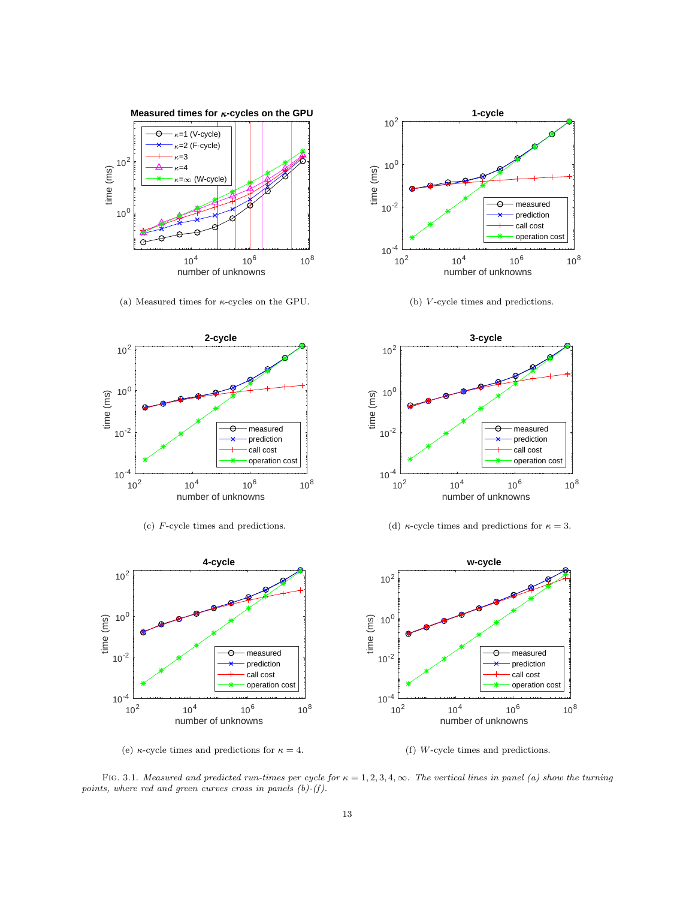**Measured times for κ-cycles on the GPU**

time (ms)

number of unknowns

κ=1 (V-cycle)
κ=2 (F-cycle)
κ=3
κ=4
κ=∞ (W-cycle)

(a) Measured times for $\kappa$-cycles on the GPU.

**1-cycle**

time (ms)

number of unknowns

measured
prediction
call cost
operation cost

(b) $V$-cycle times and predictions.

**2-cycle**

time (ms)

number of unknowns

measured
prediction
call cost
operation cost

(c) $F$-cycle times and predictions.

**3-cycle**

time (ms)

number of unknowns

measured
prediction
call cost
operation cost

(d) $\kappa$-cycle times and predictions for $\kappa = 3$.

**4-cycle**

time (ms)

number of unknowns

measured
prediction
call cost
operation cost

(e) $\kappa$-cycle times and predictions for $\kappa = 4$.

**w-cycle**

time (ms)

number of unknowns

measured
prediction
call cost
operation cost

(f) $W$-cycle times and predictions.

Fig. 3.1. *Measured and predicted run-times per cycle for $\kappa = 1, 2, 3, 4, \infty$. The vertical lines in panel (a) show the turning points, where red and green curves cross in panels (b)-(f).*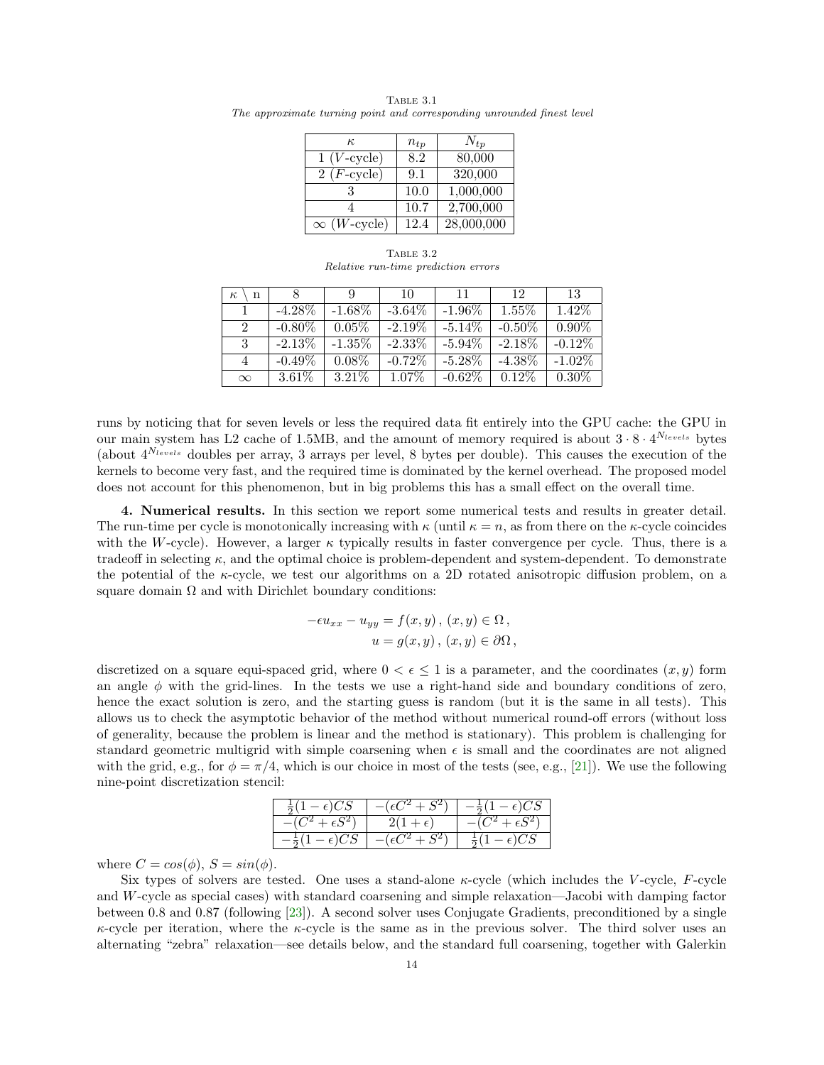TABLE 3.1
*The approximate turning point and corresponding unrounded finest level*

| $\kappa$ | $n_{tp}$ | $N_{tp}$ |
|---|---|---|
| 1 ($V$-cycle) | 8.2 | 80,000 |
| 2 ($F$-cycle) | 9.1 | 320,000 |
| 3 | 10.0 | 1,000,000 |
| 4 | 10.7 | 2,700,000 |
| $\infty$ ($W$-cycle) | 12.4 | 28,000,000 |

TABLE 3.2
*Relative run-time prediction errors*

| $\kappa \setminus$ n | 8 | 9 | 10 | 11 | 12 | 13 |
|---|---|---|---|---|---|---|
| 1 | -4.28% | -1.68% | -3.64% | -1.96% | 1.55% | 1.42% |
| 2 | -0.80% | 0.05% | -2.19% | -5.14% | -0.50% | 0.90% |
| 3 | -2.13% | -1.35% | -2.33% | -5.94% | -2.18% | -0.12% |
| 4 | -0.49% | 0.08% | -0.72% | -5.28% | -4.38% | -1.02% |
| $\infty$ | 3.61% | 3.21% | 1.07% | -0.62% | 0.12% | 0.30% |

runs by noticing that for seven levels or less the required data fit entirely into the GPU cache: the GPU in our main system has L2 cache of 1.5MB, and the amount of memory required is about $3 \cdot 8 \cdot 4^{N_{levels}}$ bytes (about $4^{N_{levels}}$ doubles per array, 3 arrays per level, 8 bytes per double). This causes the execution of the kernels to become very fast, and the required time is dominated by the kernel overhead. The proposed model does not account for this phenomenon, but in big problems this has a small effect on the overall time.

**4. Numerical results.** In this section we report some numerical tests and results in greater detail. The run-time per cycle is monotonically increasing with $\kappa$ (until $\kappa = n$, as from there on the $\kappa$-cycle coincides with the $W$-cycle). However, a larger $\kappa$ typically results in faster convergence per cycle. Thus, there is a tradeoff in selecting $\kappa$, and the optimal choice is problem-dependent and system-dependent. To demonstrate the potential of the $\kappa$-cycle, we test our algorithms on a 2D rotated anisotropic diffusion problem, on a square domain $\Omega$ and with Dirichlet boundary conditions:

$$-\epsilon u_{xx} - u_{yy} = f(x,y)\,,\ (x,y) \in \Omega\,,$$
$$u = g(x,y)\,,\ (x,y) \in \partial\Omega\,,$$

discretized on a square equi-spaced grid, where $0 < \epsilon \leq 1$ is a parameter, and the coordinates $(x, y)$ form an angle $\phi$ with the grid-lines. In the tests we use a right-hand side and boundary conditions of zero, hence the exact solution is zero, and the starting guess is random (but it is the same in all tests). This allows us to check the asymptotic behavior of the method without numerical round-off errors (without loss of generality, because the problem is linear and the method is stationary). This problem is challenging for standard geometric multigrid with simple coarsening when $\epsilon$ is small and the coordinates are not aligned with the grid, e.g., for $\phi = \pi/4$, which is our choice in most of the tests (see, e.g., [21]). We use the following nine-point discretization stencil:

| | | |
|---|---|---|
| $\frac{1}{2}(1-\epsilon)CS$ | $-(\epsilon C^2 + S^2)$ | $-\frac{1}{2}(1-\epsilon)CS$ |
| $-(C^2 + \epsilon S^2)$ | $2(1+\epsilon)$ | $-(C^2 + \epsilon S^2)$ |
| $-\frac{1}{2}(1-\epsilon)CS$ | $-(\epsilon C^2 + S^2)$ | $\frac{1}{2}(1-\epsilon)CS$ |

where $C = cos(\phi)$, $S = sin(\phi)$.

Six types of solvers are tested. One uses a stand-alone $\kappa$-cycle (which includes the $V$-cycle, $F$-cycle and $W$-cycle as special cases) with standard coarsening and simple relaxation—Jacobi with damping factor between 0.8 and 0.87 (following [23]). A second solver uses Conjugate Gradients, preconditioned by a single $\kappa$-cycle per iteration, where the $\kappa$-cycle is the same as in the previous solver. The third solver uses an alternating "zebra" relaxation—see details below, and the standard full coarsening, together with Galerkin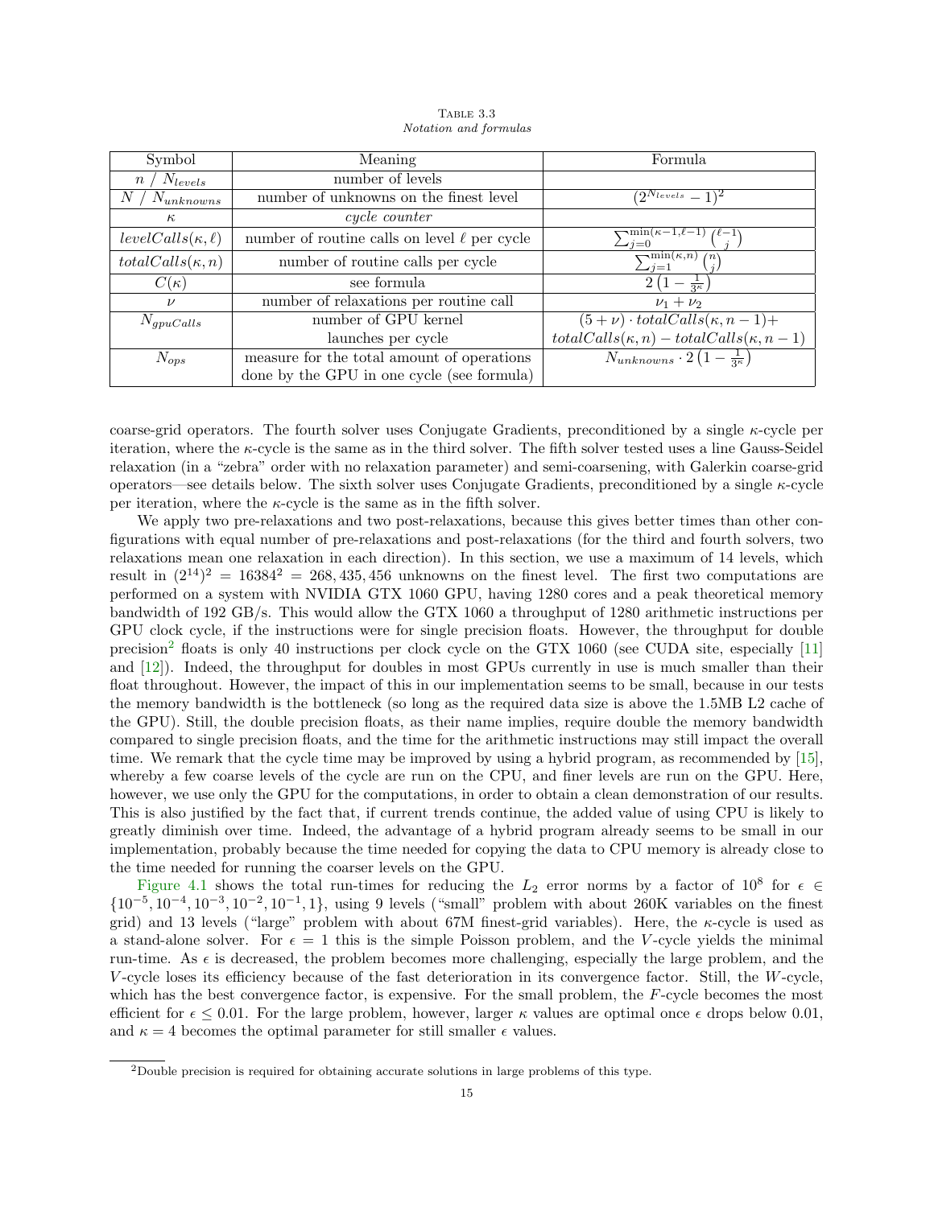TABLE 3.3
*Notation and formulas*

| Symbol | Meaning | Formula |
|---|---|---|
| $n$ / $N_{levels}$ | number of levels | |
| $N$ / $N_{unknowns}$ | number of unknowns on the finest level | $(2^{N_{levels}} - 1)^2$ |
| $\kappa$ | *cycle counter* | |
| $levelCalls(\kappa, \ell)$ | number of routine calls on level $\ell$ per cycle | $\sum_{j=0}^{\min(\kappa-1,\ell-1)} \binom{\ell-1}{j}$ |
| $totalCalls(\kappa, n)$ | number of routine calls per cycle | $\sum_{j=1}^{\min(\kappa,n)} \binom{n}{j}$ |
| $C(\kappa)$ | see formula | $2\left(1 - \frac{1}{3^\kappa}\right)$ |
| $\nu$ | number of relaxations per routine call | $\nu_1 + \nu_2$ |
| $N_{gpuCalls}$ | number of GPU kernel launches per cycle | $(5+\nu) \cdot totalCalls(\kappa, n-1) +$ $totalCalls(\kappa, n) - totalCalls(\kappa, n-1)$ |
| $N_{ops}$ | measure for the total amount of operations done by the GPU in one cycle (see formula) | $N_{unknowns} \cdot 2\left(1 - \frac{1}{3^\kappa}\right)$ |

coarse-grid operators. The fourth solver uses Conjugate Gradients, preconditioned by a single $\kappa$-cycle per iteration, where the $\kappa$-cycle is the same as in the third solver. The fifth solver tested uses a line Gauss-Seidel relaxation (in a "zebra" order with no relaxation parameter) and semi-coarsening, with Galerkin coarse-grid operators—see details below. The sixth solver uses Conjugate Gradients, preconditioned by a single $\kappa$-cycle per iteration, where the $\kappa$-cycle is the same as in the fifth solver.

We apply two pre-relaxations and two post-relaxations, because this gives better times than other configurations with equal number of pre-relaxations and post-relaxations (for the third and fourth solvers, two relaxations mean one relaxation in each direction). In this section, we use a maximum of 14 levels, which result in $(2^{14})^2 = 16384^2 = 268,435,456$ unknowns on the finest level. The first two computations are performed on a system with NVIDIA GTX 1060 GPU, having 1280 cores and a peak theoretical memory bandwidth of 192 GB/s. This would allow the GTX 1060 a throughput of 1280 arithmetic instructions per GPU clock cycle, if the instructions were for single precision floats. However, the throughput for double precision[2] floats is only 40 instructions per clock cycle on the GTX 1060 (see CUDA site, especially [11] and [12]). Indeed, the throughput for doubles in most GPUs currently in use is much smaller than their float throughout. However, the impact of this in our implementation seems to be small, because in our tests the memory bandwidth is the bottleneck (so long as the required data size is above the 1.5MB L2 cache of the GPU). Still, the double precision floats, as their name implies, require double the memory bandwidth compared to single precision floats, and the time for the arithmetic instructions may still impact the overall time. We remark that the cycle time may be improved by using a hybrid program, as recommended by [15], whereby a few coarse levels of the cycle are run on the CPU, and finer levels are run on the GPU. Here, however, we use only the GPU for the computations, in order to obtain a clean demonstration of our results. This is also justified by the fact that, if current trends continue, the added value of using CPU is likely to greatly diminish over time. Indeed, the advantage of a hybrid program already seems to be small in our implementation, probably because the time needed for copying the data to CPU memory is already close to the time needed for running the coarser levels on the GPU.

Figure 4.1 shows the total run-times for reducing the $L_2$ error norms by a factor of $10^8$ for $\epsilon \in \{10^{-5}, 10^{-4}, 10^{-3}, 10^{-2}, 10^{-1}, 1\}$, using 9 levels ("small" problem with about 260K variables on the finest grid) and 13 levels ("large" problem with about 67M finest-grid variables). Here, the $\kappa$-cycle is used as a stand-alone solver. For $\epsilon = 1$ this is the simple Poisson problem, and the $V$-cycle yields the minimal run-time. As $\epsilon$ is decreased, the problem becomes more challenging, especially the large problem, and the $V$-cycle loses its efficiency because of the fast deterioration in its convergence factor. Still, the $W$-cycle, which has the best convergence factor, is expensive. For the small problem, the $F$-cycle becomes the most efficient for $\epsilon \leq 0.01$. For the large problem, however, larger $\kappa$ values are optimal once $\epsilon$ drops below 0.01, and $\kappa = 4$ becomes the optimal parameter for still smaller $\epsilon$ values.

[2]Double precision is required for obtaining accurate solutions in large problems of this type.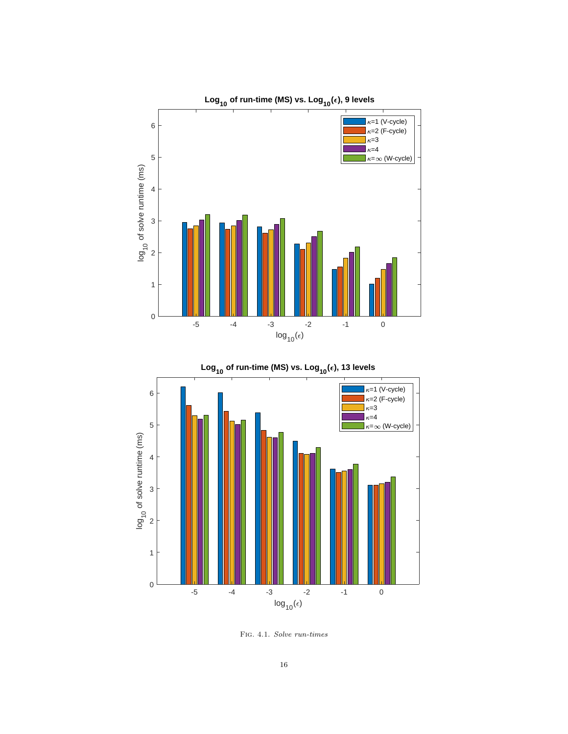**$\text{Log}_{10}$ of run-time (MS) vs. $\text{Log}_{10}(\epsilon)$, 9 levels**

$\log_{10}$ of solve runtime (ms)

0
1
2
3
4
5
6

-5 -4 -3 -2 -1 0

$\log_{10}(\epsilon)$

$\kappa$=1 (V-cycle)
$\kappa$=2 (F-cycle)
$\kappa$=3
$\kappa$=4
$\kappa=\infty$ (W-cycle)

**$\text{Log}_{10}$ of run-time (MS) vs. $\text{Log}_{10}(\epsilon)$, 13 levels**

$\log_{10}$ of solve runtime (ms)

0
1
2
3
4
5
6

-5 -4 -3 -2 -1 0

$\log_{10}(\epsilon)$

$\kappa$=1 (V-cycle)
$\kappa$=2 (F-cycle)
$\kappa$=3
$\kappa$=4
$\kappa=\infty$ (W-cycle)

FIG. 4.1. *Solve run-times*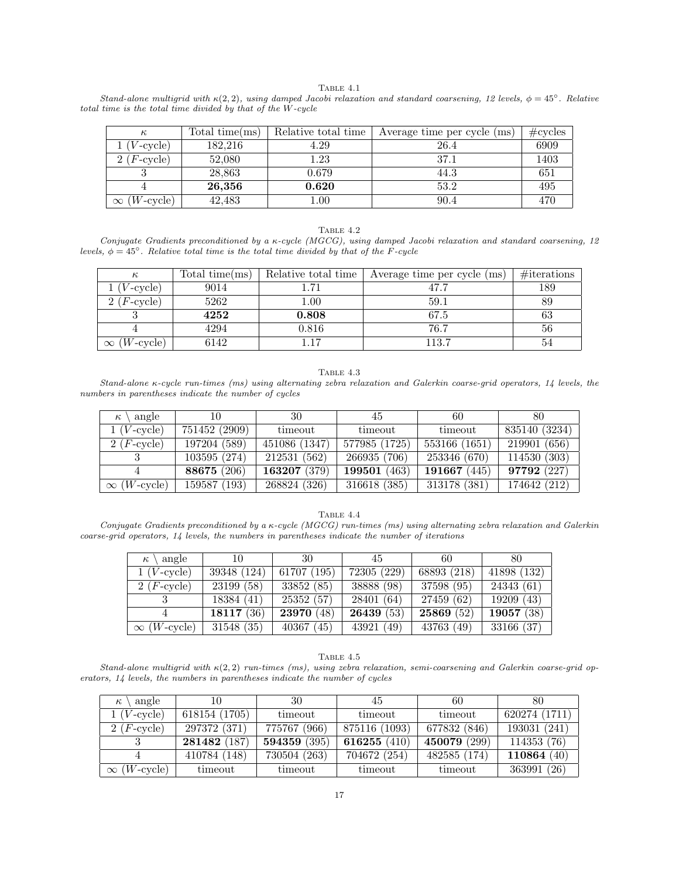Table 4.1

*Stand-alone multigrid with $\kappa(2,2)$, using damped Jacobi relaxation and standard coarsening, 12 levels, $\phi = 45^\circ$. Relative total time is the total time divided by that of the W-cycle*

| $\kappa$ | Total time(ms) | Relative total time | Average time per cycle (ms) | #cycles |
|---|---|---|---|---|
| 1 ($V$-cycle) | 182,216 | 4.29 | 26.4 | 6909 |
| 2 ($F$-cycle) | 52,080 | 1.23 | 37.1 | 1403 |
| 3 | 28,863 | 0.679 | 44.3 | 651 |
| 4 | **26,356** | **0.620** | 53.2 | 495 |
| $\infty$ ($W$-cycle) | 42,483 | 1.00 | 90.4 | 470 |

Table 4.2

*Conjugate Gradients preconditioned by a $\kappa$-cycle (MGCG), using damped Jacobi relaxation and standard coarsening, 12 levels, $\phi = 45^\circ$. Relative total time is the total time divided by that of the F-cycle*

| $\kappa$ | Total time(ms) | Relative total time | Average time per cycle (ms) | #iterations |
|---|---|---|---|---|
| 1 ($V$-cycle) | 9014 | 1.71 | 47.7 | 189 |
| 2 ($F$-cycle) | 5262 | 1.00 | 59.1 | 89 |
| 3 | **4252** | **0.808** | 67.5 | 63 |
| 4 | 4294 | 0.816 | 76.7 | 56 |
| $\infty$ ($W$-cycle) | 6142 | 1.17 | 113.7 | 54 |

Table 4.3

*Stand-alone $\kappa$-cycle run-times (ms) using alternating zebra relaxation and Galerkin coarse-grid operators, 14 levels, the numbers in parentheses indicate the number of cycles*

| $\kappa$ \ angle | 10 | 30 | 45 | 60 | 80 |
|---|---|---|---|---|---|
| 1 ($V$-cycle) | 751452 (2909) | timeout | timeout | timeout | 835140 (3234) |
| 2 ($F$-cycle) | 197204 (589) | 451086 (1347) | 577985 (1725) | 553166 (1651) | 219901 (656) |
| 3 | 103595 (274) | 212531 (562) | 266935 (706) | 253346 (670) | 114530 (303) |
| 4 | **88675** (206) | **163207** (379) | **199501** (463) | **191667** (445) | **97792** (227) |
| $\infty$ ($W$-cycle) | 159587 (193) | 268824 (326) | 316618 (385) | 313178 (381) | 174642 (212) |

Table 4.4

*Conjugate Gradients preconditioned by a $\kappa$-cycle (MGCG) run-times (ms) using alternating zebra relaxation and Galerkin coarse-grid operators, 14 levels, the numbers in parentheses indicate the number of iterations*

| $\kappa$ \ angle | 10 | 30 | 45 | 60 | 80 |
|---|---|---|---|---|---|
| 1 ($V$-cycle) | 39348 (124) | 61707 (195) | 72305 (229) | 68893 (218) | 41898 (132) |
| 2 ($F$-cycle) | 23199 (58) | 33852 (85) | 38888 (98) | 37598 (95) | 24343 (61) |
| 3 | 18384 (41) | 25352 (57) | 28401 (64) | 27459 (62) | 19209 (43) |
| 4 | **18117** (36) | **23970** (48) | **26439** (53) | **25869** (52) | **19057** (38) |
| $\infty$ ($W$-cycle) | 31548 (35) | 40367 (45) | 43921 (49) | 43763 (49) | 33166 (37) |

Table 4.5

*Stand-alone multigrid with $\kappa(2,2)$ run-times (ms), using zebra relaxation, semi-coarsening and Galerkin coarse-grid operators, 14 levels, the numbers in parentheses indicate the number of cycles*

| $\kappa$ \ angle | 10 | 30 | 45 | 60 | 80 |
|---|---|---|---|---|---|
| 1 ($V$-cycle) | 618154 (1705) | timeout | timeout | timeout | 620274 (1711) |
| 2 ($F$-cycle) | 297372 (371) | 775767 (966) | 875116 (1093) | 677832 (846) | 193031 (241) |
| 3 | **281482** (187) | **594359** (395) | **616255** (410) | **450079** (299) | 114353 (76) |
| 4 | 410784 (148) | 730504 (263) | 704672 (254) | 482585 (174) | **110864** (40) |
| $\infty$ ($W$-cycle) | timeout | timeout | timeout | timeout | 363991 (26) |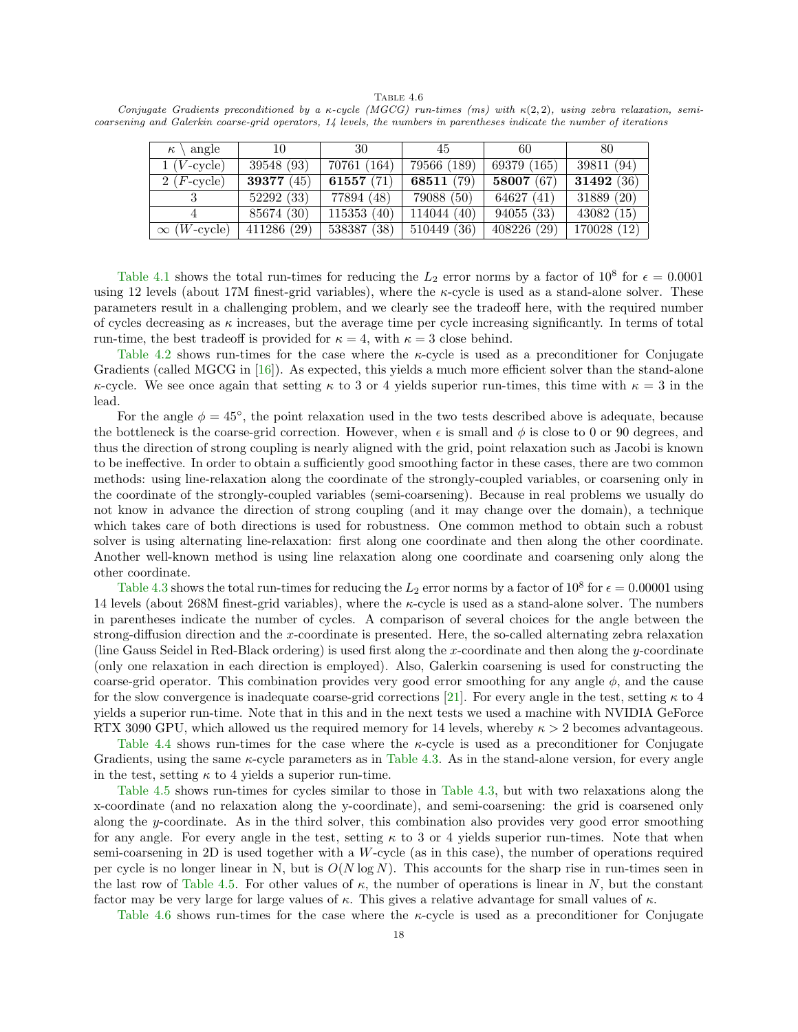Table 4.6

*Conjugate Gradients preconditioned by a $\kappa$-cycle (MGCG) run-times (ms) with $\kappa(2,2)$, using zebra relaxation, semi-coarsening and Galerkin coarse-grid operators, 14 levels, the numbers in parentheses indicate the number of iterations*

| $\kappa$ \ angle | 10 | 30 | 45 | 60 | 80 |
|---|---|---|---|---|---|
| 1 ($V$-cycle) | 39548 (93) | 70761 (164) | 79566 (189) | 69379 (165) | 39811 (94) |
| 2 ($F$-cycle) | **39377** (45) | **61557** (71) | **68511** (79) | **58007** (67) | **31492** (36) |
| 3 | 52292 (33) | 77894 (48) | 79088 (50) | 64627 (41) | 31889 (20) |
| 4 | 85674 (30) | 115353 (40) | 114044 (40) | 94055 (33) | 43082 (15) |
| $\infty$ ($W$-cycle) | 411286 (29) | 538387 (38) | 510449 (36) | 408226 (29) | 170028 (12) |

Table 4.1 shows the total run-times for reducing the $L_2$ error norms by a factor of $10^8$ for $\epsilon = 0.0001$ using 12 levels (about 17M finest-grid variables), where the $\kappa$-cycle is used as a stand-alone solver. These parameters result in a challenging problem, and we clearly see the tradeoff here, with the required number of cycles decreasing as $\kappa$ increases, but the average time per cycle increasing significantly. In terms of total run-time, the best tradeoff is provided for $\kappa = 4$, with $\kappa = 3$ close behind.

Table 4.2 shows run-times for the case where the $\kappa$-cycle is used as a preconditioner for Conjugate Gradients (called MGCG in [16]). As expected, this yields a much more efficient solver than the stand-alone $\kappa$-cycle. We see once again that setting $\kappa$ to 3 or 4 yields superior run-times, this time with $\kappa = 3$ in the lead.

For the angle $\phi = 45°$, the point relaxation used in the two tests described above is adequate, because the bottleneck is the coarse-grid correction. However, when $\epsilon$ is small and $\phi$ is close to 0 or 90 degrees, and thus the direction of strong coupling is nearly aligned with the grid, point relaxation such as Jacobi is known to be ineffective. In order to obtain a sufficiently good smoothing factor in these cases, there are two common methods: using line-relaxation along the coordinate of the strongly-coupled variables, or coarsening only in the coordinate of the strongly-coupled variables (semi-coarsening). Because in real problems we usually do not know in advance the direction of strong coupling (and it may change over the domain), a technique which takes care of both directions is used for robustness. One common method to obtain such a robust solver is using alternating line-relaxation: first along one coordinate and then along the other coordinate. Another well-known method is using line relaxation along one coordinate and coarsening only along the other coordinate.

Table 4.3 shows the total run-times for reducing the $L_2$ error norms by a factor of $10^8$ for $\epsilon = 0.00001$ using 14 levels (about 268M finest-grid variables), where the $\kappa$-cycle is used as a stand-alone solver. The numbers in parentheses indicate the number of cycles. A comparison of several choices for the angle between the strong-diffusion direction and the $x$-coordinate is presented. Here, the so-called alternating zebra relaxation (line Gauss Seidel in Red-Black ordering) is used first along the $x$-coordinate and then along the $y$-coordinate (only one relaxation in each direction is employed). Also, Galerkin coarsening is used for constructing the coarse-grid operator. This combination provides very good error smoothing for any angle $\phi$, and the cause for the slow convergence is inadequate coarse-grid corrections [21]. For every angle in the test, setting $\kappa$ to 4 yields a superior run-time. Note that in this and in the next tests we used a machine with NVIDIA GeForce RTX 3090 GPU, which allowed us the required memory for 14 levels, whereby $\kappa > 2$ becomes advantageous.

Table 4.4 shows run-times for the case where the $\kappa$-cycle is used as a preconditioner for Conjugate Gradients, using the same $\kappa$-cycle parameters as in Table 4.3. As in the stand-alone version, for every angle in the test, setting $\kappa$ to 4 yields a superior run-time.

Table 4.5 shows run-times for cycles similar to those in Table 4.3, but with two relaxations along the x-coordinate (and no relaxation along the y-coordinate), and semi-coarsening: the grid is coarsened only along the $y$-coordinate. As in the third solver, this combination also provides very good error smoothing for any angle. For every angle in the test, setting $\kappa$ to 3 or 4 yields superior run-times. Note that when semi-coarsening in 2D is used together with a $W$-cycle (as in this case), the number of operations required per cycle is no longer linear in N, but is $O(N \log N)$. This accounts for the sharp rise in run-times seen in the last row of Table 4.5. For other values of $\kappa$, the number of operations is linear in $N$, but the constant factor may be very large for large values of $\kappa$. This gives a relative advantage for small values of $\kappa$.

Table 4.6 shows run-times for the case where the $\kappa$-cycle is used as a preconditioner for Conjugate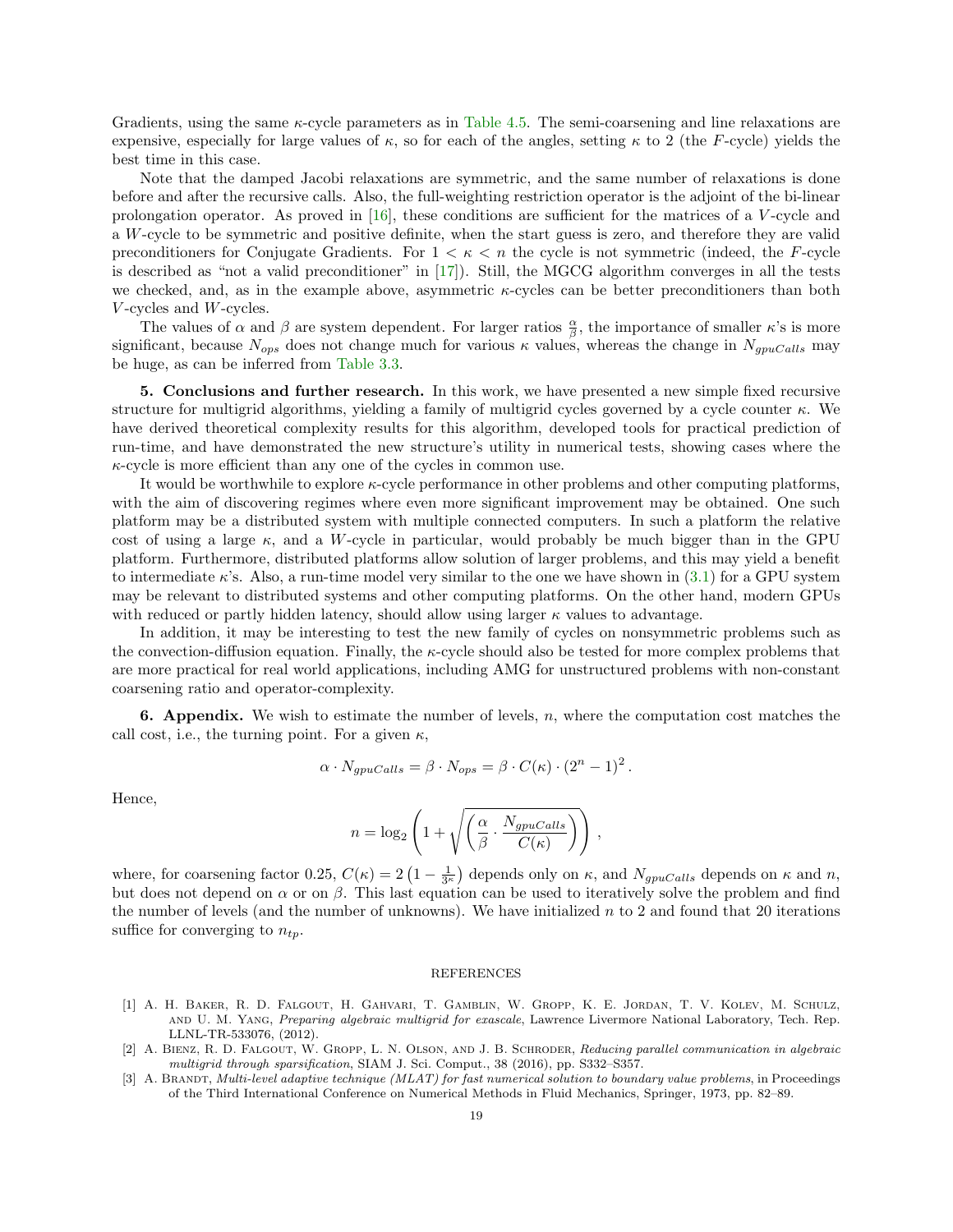Gradients, using the same $\kappa$-cycle parameters as in Table 4.5. The semi-coarsening and line relaxations are expensive, especially for large values of $\kappa$, so for each of the angles, setting $\kappa$ to 2 (the $F$-cycle) yields the best time in this case.

Note that the damped Jacobi relaxations are symmetric, and the same number of relaxations is done before and after the recursive calls. Also, the full-weighting restriction operator is the adjoint of the bi-linear prolongation operator. As proved in [16], these conditions are sufficient for the matrices of a $V$-cycle and a $W$-cycle to be symmetric and positive definite, when the start guess is zero, and therefore they are valid preconditioners for Conjugate Gradients. For $1 < \kappa < n$ the cycle is not symmetric (indeed, the $F$-cycle is described as "not a valid preconditioner" in [17]). Still, the MGCG algorithm converges in all the tests we checked, and, as in the example above, asymmetric $\kappa$-cycles can be better preconditioners than both $V$-cycles and $W$-cycles.

The values of $\alpha$ and $\beta$ are system dependent. For larger ratios $\frac{\alpha}{\beta}$, the importance of smaller $\kappa$'s is more significant, because $N_{ops}$ does not change much for various $\kappa$ values, whereas the change in $N_{gpuCalls}$ may be huge, as can be inferred from Table 3.3.

**5. Conclusions and further research.** In this work, we have presented a new simple fixed recursive structure for multigrid algorithms, yielding a family of multigrid cycles governed by a cycle counter $\kappa$. We have derived theoretical complexity results for this algorithm, developed tools for practical prediction of run-time, and have demonstrated the new structure's utility in numerical tests, showing cases where the $\kappa$-cycle is more efficient than any one of the cycles in common use.

It would be worthwhile to explore $\kappa$-cycle performance in other problems and other computing platforms, with the aim of discovering regimes where even more significant improvement may be obtained. One such platform may be a distributed system with multiple connected computers. In such a platform the relative cost of using a large $\kappa$, and a $W$-cycle in particular, would probably be much bigger than in the GPU platform. Furthermore, distributed platforms allow solution of larger problems, and this may yield a benefit to intermediate $\kappa$'s. Also, a run-time model very similar to the one we have shown in (3.1) for a GPU system may be relevant to distributed systems and other computing platforms. On the other hand, modern GPUs with reduced or partly hidden latency, should allow using larger $\kappa$ values to advantage.

In addition, it may be interesting to test the new family of cycles on nonsymmetric problems such as the convection-diffusion equation. Finally, the $\kappa$-cycle should also be tested for more complex problems that are more practical for real world applications, including AMG for unstructured problems with non-constant coarsening ratio and operator-complexity.

**6. Appendix.** We wish to estimate the number of levels, $n$, where the computation cost matches the call cost, i.e., the turning point. For a given $\kappa$,

$$\alpha \cdot N_{gpuCalls} = \beta \cdot N_{ops} = \beta \cdot C(\kappa) \cdot (2^n - 1)^2 .$$

Hence,

$$n = \log_2 \left( 1 + \sqrt{\left( \frac{\alpha}{\beta} \cdot \frac{N_{gpuCalls}}{C(\kappa)} \right)} \right) ,$$

where, for coarsening factor 0.25, $C(\kappa) = 2\left(1 - \frac{1}{3^\kappa}\right)$ depends only on $\kappa$, and $N_{gpuCalls}$ depends on $\kappa$ and $n$, but does not depend on $\alpha$ or on $\beta$. This last equation can be used to iteratively solve the problem and find the number of levels (and the number of unknowns). We have initialized $n$ to 2 and found that 20 iterations suffice for converging to $n_{tp}$.

## REFERENCES

[1] A. H. Baker, R. D. Falgout, H. Gahvari, T. Gamblin, W. Gropp, K. E. Jordan, T. V. Kolev, M. Schulz, and U. M. Yang, *Preparing algebraic multigrid for exascale*, Lawrence Livermore National Laboratory, Tech. Rep. LLNL-TR-533076, (2012).

[2] A. Bienz, R. D. Falgout, W. Gropp, L. N. Olson, and J. B. Schroder, *Reducing parallel communication in algebraic multigrid through sparsification*, SIAM J. Sci. Comput., 38 (2016), pp. S332–S357.

[3] A. Brandt, *Multi-level adaptive technique (MLAT) for fast numerical solution to boundary value problems*, in Proceedings of the Third International Conference on Numerical Methods in Fluid Mechanics, Springer, 1973, pp. 82–89.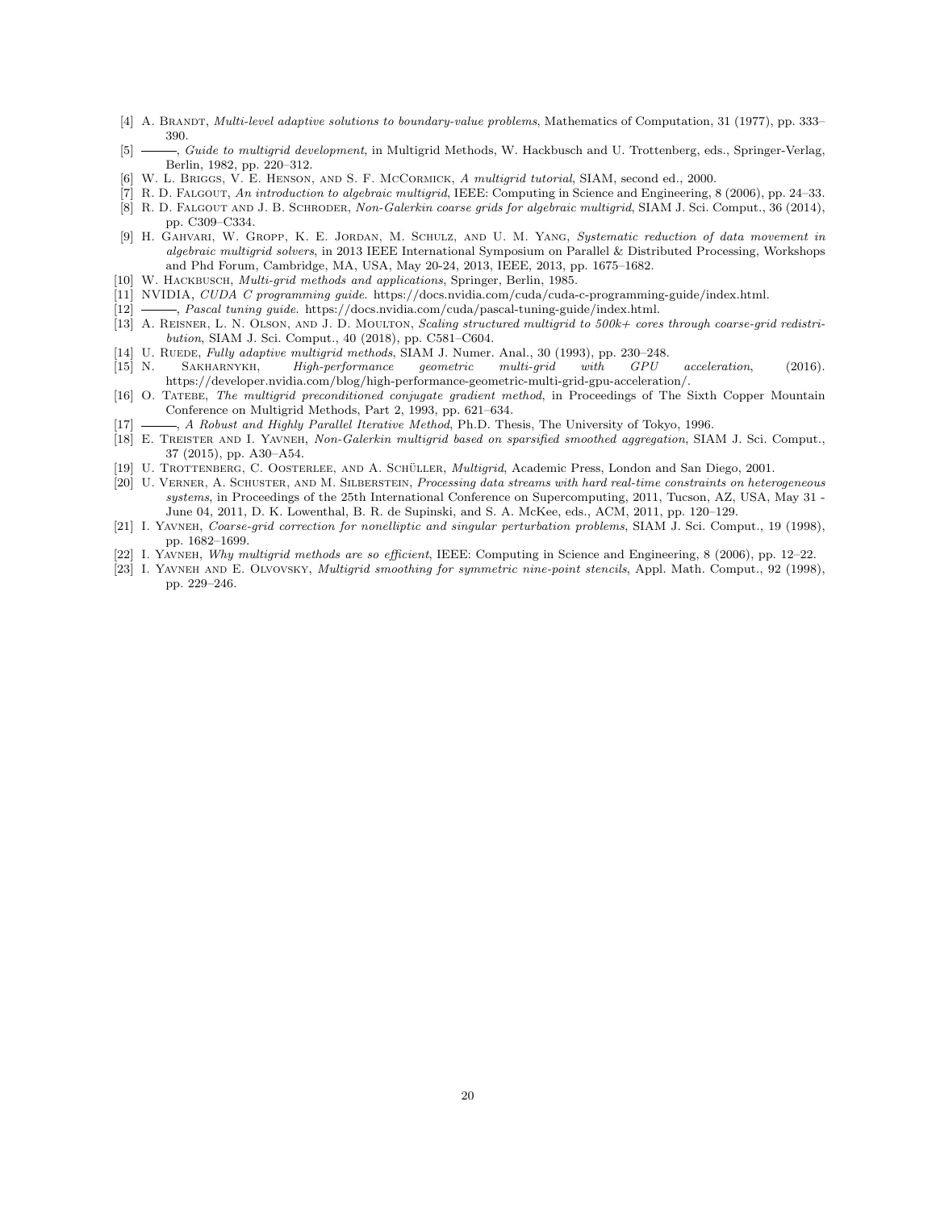[4] A. Brandt, *Multi-level adaptive solutions to boundary-value problems*, Mathematics of Computation, 31 (1977), pp. 333–390.

[5] ———, *Guide to multigrid development*, in Multigrid Methods, W. Hackbusch and U. Trottenberg, eds., Springer-Verlag, Berlin, 1982, pp. 220–312.

[6] W. L. Briggs, V. E. Henson, and S. F. McCormick, *A multigrid tutorial*, SIAM, second ed., 2000.

[7] R. D. Falgout, *An introduction to algebraic multigrid*, IEEE: Computing in Science and Engineering, 8 (2006), pp. 24–33.

[8] R. D. Falgout and J. B. Schroder, *Non-Galerkin coarse grids for algebraic multigrid*, SIAM J. Sci. Comput., 36 (2014), pp. C309–C334.

[9] H. Gahvari, W. Gropp, K. E. Jordan, M. Schulz, and U. M. Yang, *Systematic reduction of data movement in algebraic multigrid solvers*, in 2013 IEEE International Symposium on Parallel & Distributed Processing, Workshops and Phd Forum, Cambridge, MA, USA, May 20-24, 2013, IEEE, 2013, pp. 1675–1682.

[10] W. Hackbusch, *Multi-grid methods and applications*, Springer, Berlin, 1985.

[11] NVIDIA, *CUDA C programming guide*. https://docs.nvidia.com/cuda/cuda-c-programming-guide/index.html.

[12] ———, *Pascal tuning guide*. https://docs.nvidia.com/cuda/pascal-tuning-guide/index.html.

[13] A. Reisner, L. N. Olson, and J. D. Moulton, *Scaling structured multigrid to 500k+ cores through coarse-grid redistribution*, SIAM J. Sci. Comput., 40 (2018), pp. C581–C604.

[14] U. Ruede, *Fully adaptive multigrid methods*, SIAM J. Numer. Anal., 30 (1993), pp. 230–248.

[15] N. Sakharnykh, *High-performance geometric multi-grid with GPU acceleration*, (2016). https://developer.nvidia.com/blog/high-performance-geometric-multi-grid-gpu-acceleration/.

[16] O. Tatebe, *The multigrid preconditioned conjugate gradient method*, in Proceedings of The Sixth Copper Mountain Conference on Multigrid Methods, Part 2, 1993, pp. 621–634.

[17] ———, *A Robust and Highly Parallel Iterative Method*, Ph.D. Thesis, The University of Tokyo, 1996.

[18] E. Treister and I. Yavneh, *Non-Galerkin multigrid based on sparsified smoothed aggregation*, SIAM J. Sci. Comput., 37 (2015), pp. A30–A54.

[19] U. Trottenberg, C. Oosterlee, and A. Schüller, *Multigrid*, Academic Press, London and San Diego, 2001.

[20] U. Verner, A. Schuster, and M. Silberstein, *Processing data streams with hard real-time constraints on heterogeneous systems*, in Proceedings of the 25th International Conference on Supercomputing, 2011, Tucson, AZ, USA, May 31 - June 04, 2011, D. K. Lowenthal, B. R. de Supinski, and S. A. McKee, eds., ACM, 2011, pp. 120–129.

[21] I. Yavneh, *Coarse-grid correction for nonelliptic and singular perturbation problems*, SIAM J. Sci. Comput., 19 (1998), pp. 1682–1699.

[22] I. Yavneh, *Why multigrid methods are so efficient*, IEEE: Computing in Science and Engineering, 8 (2006), pp. 12–22.

[23] I. Yavneh and E. Olvovsky, *Multigrid smoothing for symmetric nine-point stencils*, Appl. Math. Comput., 92 (1998), pp. 229–246.